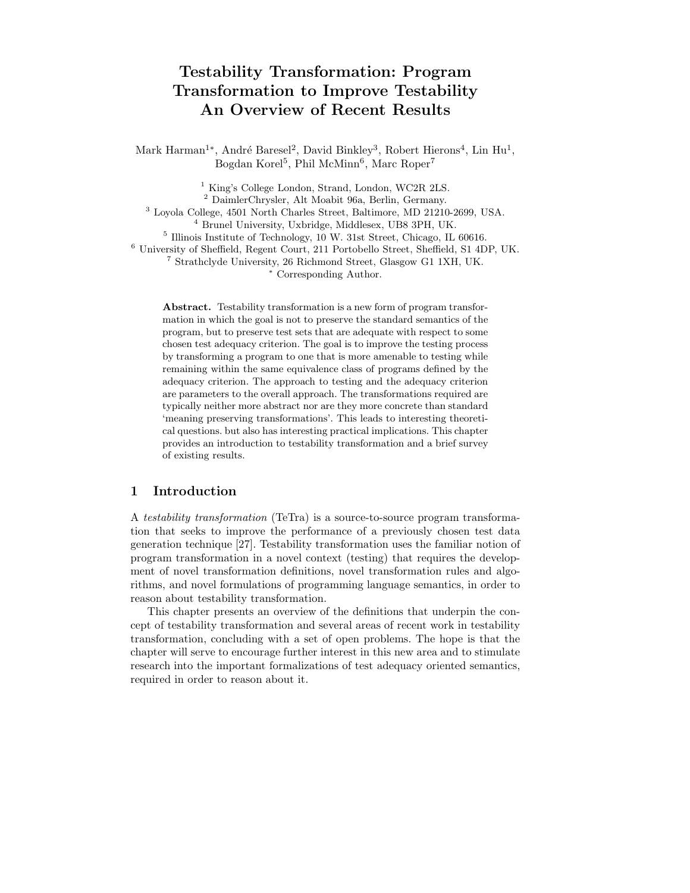# Testability Transformation: Program Transformation to Improve Testability An Overview of Recent Results

Mark Harman[1*], André Baresel[2], David Binkley[3], Robert Hierons[4], Lin Hu[1], Bogdan Korel[5], Phil McMinn[6], Marc Roper[7]

[1] King's College London, Strand, London, WC2R 2LS.
[2] DaimlerChrysler, Alt Moabit 96a, Berlin, Germany.
[3] Loyola College, 4501 North Charles Street, Baltimore, MD 21210-2699, USA.
[4] Brunel University, Uxbridge, Middlesex, UB8 3PH, UK.
[5] Illinois Institute of Technology, 10 W. 31st Street, Chicago, IL 60616.
[6] University of Sheffield, Regent Court, 211 Portobello Street, Sheffield, S1 4DP, UK.
[7] Strathclyde University, 26 Richmond Street, Glasgow G1 1XH, UK.
[*] Corresponding Author.

**Abstract.** Testability transformation is a new form of program transformation in which the goal is not to preserve the standard semantics of the program, but to preserve test sets that are adequate with respect to some chosen test adequacy criterion. The goal is to improve the testing process by transforming a program to one that is more amenable to testing while remaining within the same equivalence class of programs defined by the adequacy criterion. The approach to testing and the adequacy criterion are parameters to the overall approach. The transformations required are typically neither more abstract nor are they more concrete than standard 'meaning preserving transformations'. This leads to interesting theoretical questions. but also has interesting practical implications. This chapter provides an introduction to testability transformation and a brief survey of existing results.

## 1 Introduction

A *testability transformation* (TeTra) is a source-to-source program transformation that seeks to improve the performance of a previously chosen test data generation technique [27]. Testability transformation uses the familiar notion of program transformation in a novel context (testing) that requires the development of novel transformation definitions, novel transformation rules and algorithms, and novel formulations of programming language semantics, in order to reason about testability transformation.

This chapter presents an overview of the definitions that underpin the concept of testability transformation and several areas of recent work in testability transformation, concluding with a set of open problems. The hope is that the chapter will serve to encourage further interest in this new area and to stimulate research into the important formalizations of test adequacy oriented semantics, required in order to reason about it.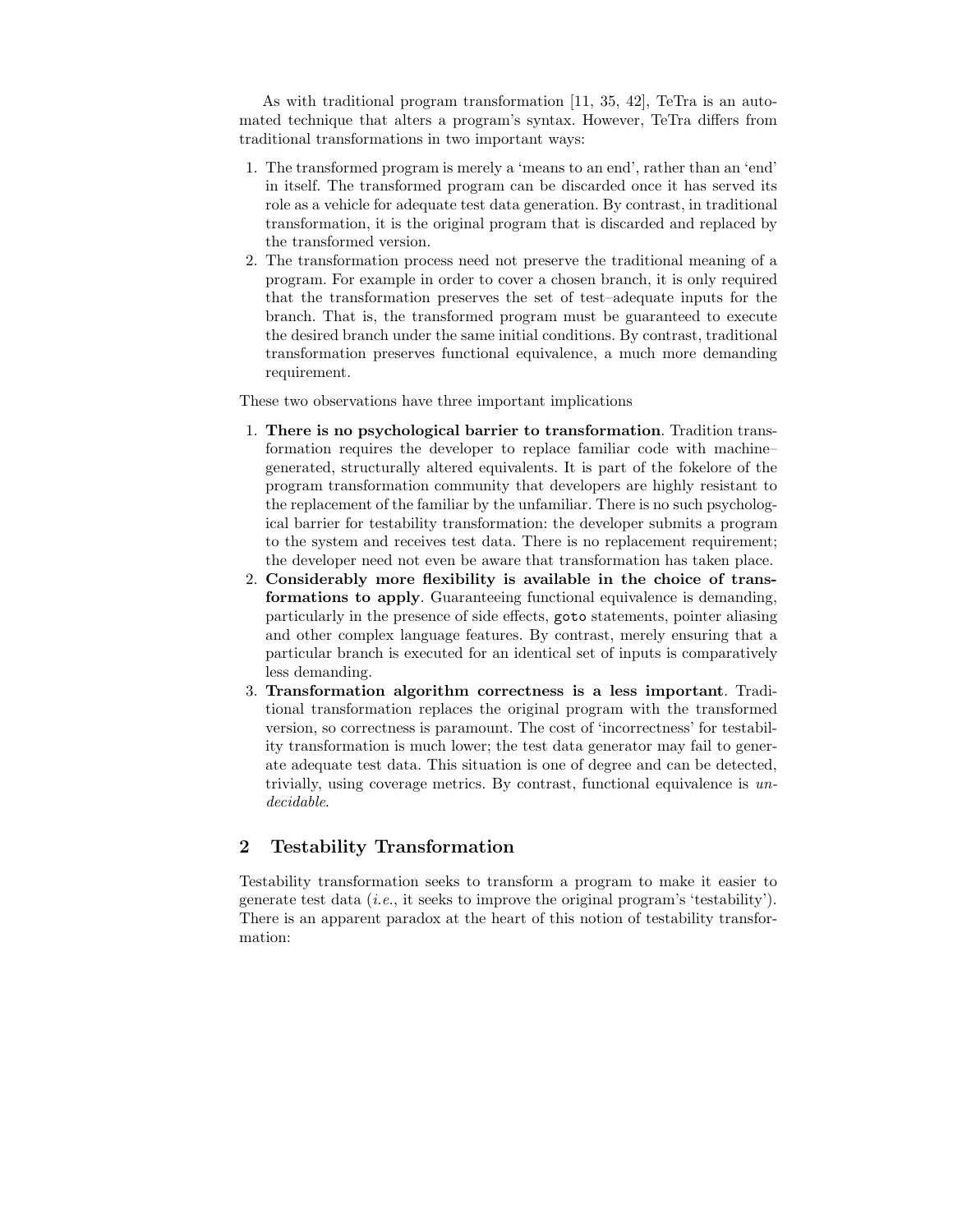As with traditional program transformation [11, 35, 42], TeTra is an automated technique that alters a program's syntax. However, TeTra differs from traditional transformations in two important ways:

1. The transformed program is merely a 'means to an end', rather than an 'end' in itself. The transformed program can be discarded once it has served its role as a vehicle for adequate test data generation. By contrast, in traditional transformation, it is the original program that is discarded and replaced by the transformed version.
2. The transformation process need not preserve the traditional meaning of a program. For example in order to cover a chosen branch, it is only required that the transformation preserves the set of test–adequate inputs for the branch. That is, the transformed program must be guaranteed to execute the desired branch under the same initial conditions. By contrast, traditional transformation preserves functional equivalence, a much more demanding requirement.

These two observations have three important implications

1. **There is no psychological barrier to transformation**. Tradition transformation requires the developer to replace familiar code with machine–generated, structurally altered equivalents. It is part of the fokelore of the program transformation community that developers are highly resistant to the replacement of the familiar by the unfamiliar. There is no such psychological barrier for testability transformation: the developer submits a program to the system and receives test data. There is no replacement requirement; the developer need not even be aware that transformation has taken place.
2. **Considerably more flexibility is available in the choice of transformations to apply**. Guaranteeing functional equivalence is demanding, particularly in the presence of side effects, `goto` statements, pointer aliasing and other complex language features. By contrast, merely ensuring that a particular branch is executed for an identical set of inputs is comparatively less demanding.
3. **Transformation algorithm correctness is a less important**. Traditional transformation replaces the original program with the transformed version, so correctness is paramount. The cost of 'incorrectness' for testability transformation is much lower; the test data generator may fail to generate adequate test data. This situation is one of degree and can be detected, trivially, using coverage metrics. By contrast, functional equivalence is *undecidable*.

## 2 Testability Transformation

Testability transformation seeks to transform a program to make it easier to generate test data (*i.e.*, it seeks to improve the original program's 'testability'). There is an apparent paradox at the heart of this notion of testability transformation: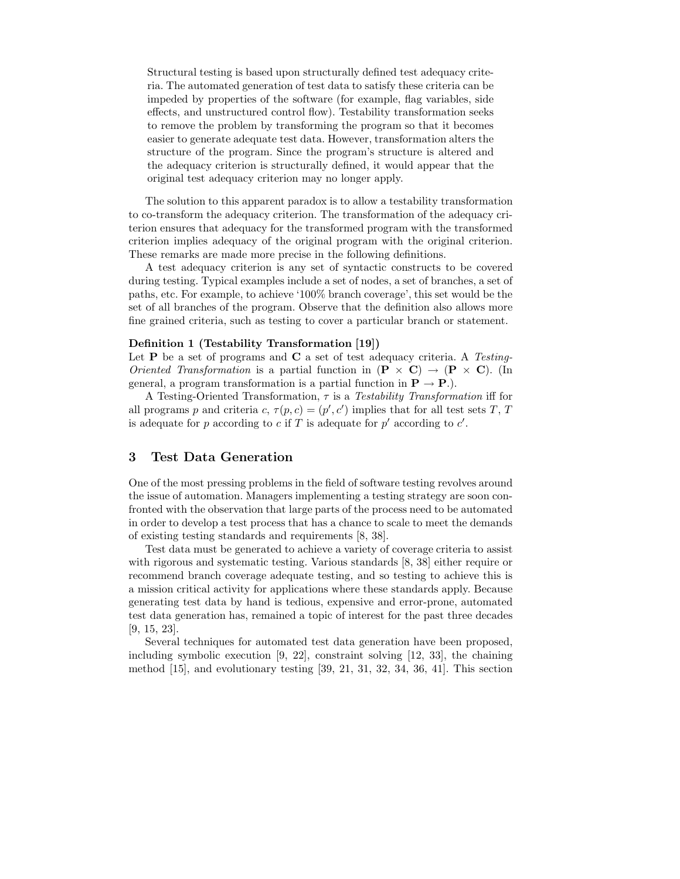> Structural testing is based upon structurally defined test adequacy criteria. The automated generation of test data to satisfy these criteria can be impeded by properties of the software (for example, flag variables, side effects, and unstructured control flow). Testability transformation seeks to remove the problem by transforming the program so that it becomes easier to generate adequate test data. However, transformation alters the structure of the program. Since the program's structure is altered and the adequacy criterion is structurally defined, it would appear that the original test adequacy criterion may no longer apply.

The solution to this apparent paradox is to allow a testability transformation to co-transform the adequacy criterion. The transformation of the adequacy criterion ensures that adequacy for the transformed program with the transformed criterion implies adequacy of the original program with the original criterion. These remarks are made more precise in the following definitions.

A test adequacy criterion is any set of syntactic constructs to be covered during testing. Typical examples include a set of nodes, a set of branches, a set of paths, etc. For example, to achieve '100% branch coverage', this set would be the set of all branches of the program. Observe that the definition also allows more fine grained criteria, such as testing to cover a particular branch or statement.

**Definition 1 (Testability Transformation [19])**
Let $\mathbf{P}$ be a set of programs and $\mathbf{C}$ a set of test adequacy criteria. A *Testing-Oriented Transformation* is a partial function in $(\mathbf{P} \times \mathbf{C}) \rightarrow (\mathbf{P} \times \mathbf{C})$. (In general, a program transformation is a partial function in $\mathbf{P} \rightarrow \mathbf{P}$.).

A Testing-Oriented Transformation, $\tau$ is a *Testability Transformation* iff for all programs $p$ and criteria $c$, $\tau(p, c) = (p', c')$ implies that for all test sets $T$, $T$ is adequate for $p$ according to $c$ if $T$ is adequate for $p'$ according to $c'$.

## 3 Test Data Generation

One of the most pressing problems in the field of software testing revolves around the issue of automation. Managers implementing a testing strategy are soon confronted with the observation that large parts of the process need to be automated in order to develop a test process that has a chance to scale to meet the demands of existing testing standards and requirements [8, 38].

Test data must be generated to achieve a variety of coverage criteria to assist with rigorous and systematic testing. Various standards [8, 38] either require or recommend branch coverage adequate testing, and so testing to achieve this is a mission critical activity for applications where these standards apply. Because generating test data by hand is tedious, expensive and error-prone, automated test data generation has, remained a topic of interest for the past three decades [9, 15, 23].

Several techniques for automated test data generation have been proposed, including symbolic execution [9, 22], constraint solving [12, 33], the chaining method [15], and evolutionary testing [39, 21, 31, 32, 34, 36, 41]. This section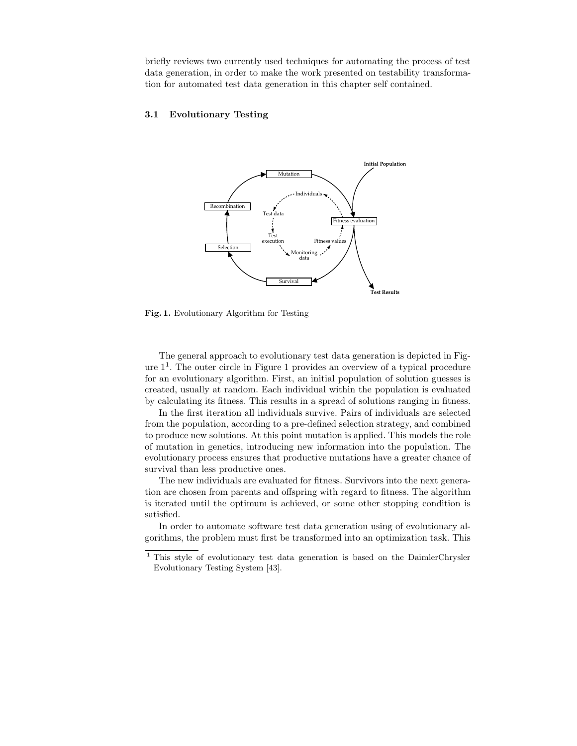briefly reviews two currently used techniques for automating the process of test data generation, in order to make the work presented on testability transformation for automated test data generation in this chapter self contained.

### 3.1 Evolutionary Testing

**Fig. 1.** Evolutionary Algorithm for Testing

The general approach to evolutionary test data generation is depicted in Figure 1[1]. The outer circle in Figure 1 provides an overview of a typical procedure for an evolutionary algorithm. First, an initial population of solution guesses is created, usually at random. Each individual within the population is evaluated by calculating its fitness. This results in a spread of solutions ranging in fitness.

In the first iteration all individuals survive. Pairs of individuals are selected from the population, according to a pre-defined selection strategy, and combined to produce new solutions. At this point mutation is applied. This models the role of mutation in genetics, introducing new information into the population. The evolutionary process ensures that productive mutations have a greater chance of survival than less productive ones.

The new individuals are evaluated for fitness. Survivors into the next generation are chosen from parents and offspring with regard to fitness. The algorithm is iterated until the optimum is achieved, or some other stopping condition is satisfied.

In order to automate software test data generation using of evolutionary algorithms, the problem must first be transformed into an optimization task. This

[1] This style of evolutionary test data generation is based on the DaimlerChrysler Evolutionary Testing System [43].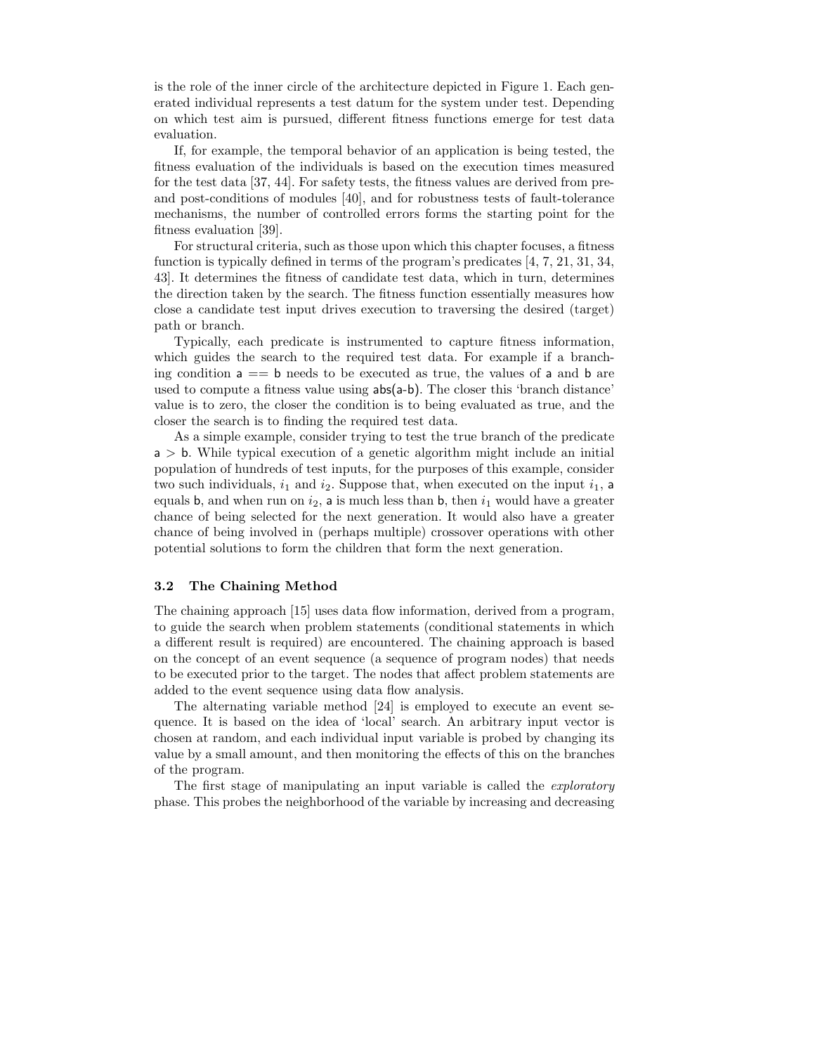is the role of the inner circle of the architecture depicted in Figure 1. Each generated individual represents a test datum for the system under test. Depending on which test aim is pursued, different fitness functions emerge for test data evaluation.

If, for example, the temporal behavior of an application is being tested, the fitness evaluation of the individuals is based on the execution times measured for the test data [37, 44]. For safety tests, the fitness values are derived from pre- and post-conditions of modules [40], and for robustness tests of fault-tolerance mechanisms, the number of controlled errors forms the starting point for the fitness evaluation [39].

For structural criteria, such as those upon which this chapter focuses, a fitness function is typically defined in terms of the program's predicates [4, 7, 21, 31, 34, 43]. It determines the fitness of candidate test data, which in turn, determines the direction taken by the search. The fitness function essentially measures how close a candidate test input drives execution to traversing the desired (target) path or branch.

Typically, each predicate is instrumented to capture fitness information, which guides the search to the required test data. For example if a branching condition a == b needs to be executed as true, the values of a and b are used to compute a fitness value using abs(a-b). The closer this 'branch distance' value is to zero, the closer the condition is to being evaluated as true, and the closer the search is to finding the required test data.

As a simple example, consider trying to test the true branch of the predicate a > b. While typical execution of a genetic algorithm might include an initial population of hundreds of test inputs, for the purposes of this example, consider two such individuals, $i_1$ and $i_2$. Suppose that, when executed on the input $i_1$, a equals b, and when run on $i_2$, a is much less than b, then $i_1$ would have a greater chance of being selected for the next generation. It would also have a greater chance of being involved in (perhaps multiple) crossover operations with other potential solutions to form the children that form the next generation.

### 3.2 The Chaining Method

The chaining approach [15] uses data flow information, derived from a program, to guide the search when problem statements (conditional statements in which a different result is required) are encountered. The chaining approach is based on the concept of an event sequence (a sequence of program nodes) that needs to be executed prior to the target. The nodes that affect problem statements are added to the event sequence using data flow analysis.

The alternating variable method [24] is employed to execute an event sequence. It is based on the idea of 'local' search. An arbitrary input vector is chosen at random, and each individual input variable is probed by changing its value by a small amount, and then monitoring the effects of this on the branches of the program.

The first stage of manipulating an input variable is called the *exploratory* phase. This probes the neighborhood of the variable by increasing and decreasing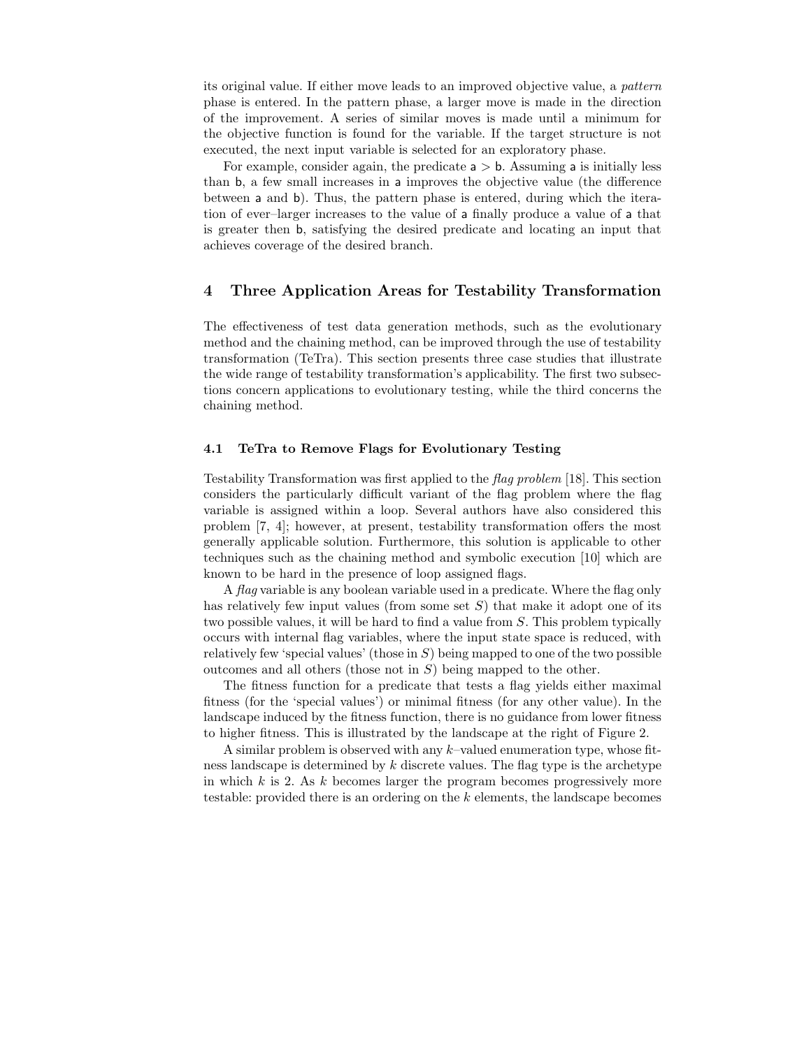its original value. If either move leads to an improved objective value, a *pattern* phase is entered. In the pattern phase, a larger move is made in the direction of the improvement. A series of similar moves is made until a minimum for the objective function is found for the variable. If the target structure is not executed, the next input variable is selected for an exploratory phase.

For example, consider again, the predicate a > b. Assuming a is initially less than b, a few small increases in a improves the objective value (the difference between a and b). Thus, the pattern phase is entered, during which the iteration of ever–larger increases to the value of a finally produce a value of a that is greater then b, satisfying the desired predicate and locating an input that achieves coverage of the desired branch.

## 4 Three Application Areas for Testability Transformation

The effectiveness of test data generation methods, such as the evolutionary method and the chaining method, can be improved through the use of testability transformation (TeTra). This section presents three case studies that illustrate the wide range of testability transformation's applicability. The first two subsections concern applications to evolutionary testing, while the third concerns the chaining method.

### 4.1 TeTra to Remove Flags for Evolutionary Testing

Testability Transformation was first applied to the *flag problem* [18]. This section considers the particularly difficult variant of the flag problem where the flag variable is assigned within a loop. Several authors have also considered this problem [7, 4]; however, at present, testability transformation offers the most generally applicable solution. Furthermore, this solution is applicable to other techniques such as the chaining method and symbolic execution [10] which are known to be hard in the presence of loop assigned flags.

A *flag* variable is any boolean variable used in a predicate. Where the flag only has relatively few input values (from some set $S$) that make it adopt one of its two possible values, it will be hard to find a value from $S$. This problem typically occurs with internal flag variables, where the input state space is reduced, with relatively few 'special values' (those in $S$) being mapped to one of the two possible outcomes and all others (those not in $S$) being mapped to the other.

The fitness function for a predicate that tests a flag yields either maximal fitness (for the 'special values') or minimal fitness (for any other value). In the landscape induced by the fitness function, there is no guidance from lower fitness to higher fitness. This is illustrated by the landscape at the right of Figure 2.

A similar problem is observed with any $k$–valued enumeration type, whose fitness landscape is determined by $k$ discrete values. The flag type is the archetype in which $k$ is 2. As $k$ becomes larger the program becomes progressively more testable: provided there is an ordering on the $k$ elements, the landscape becomes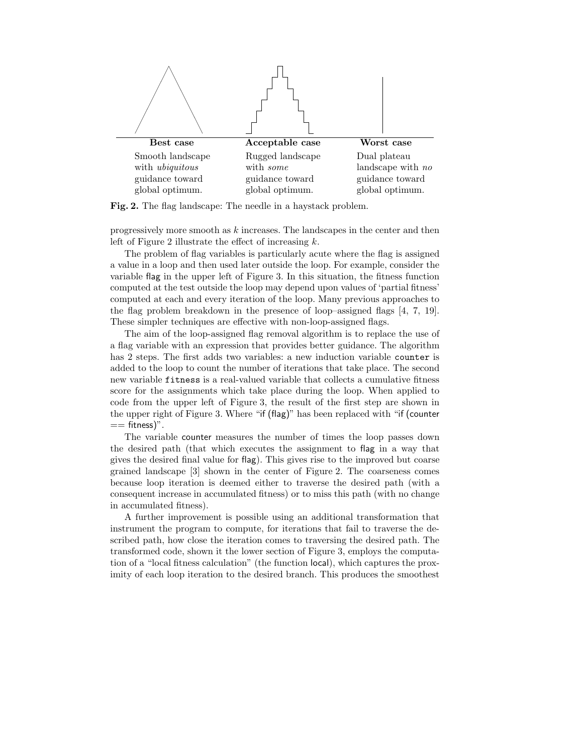| Best case | Acceptable case | Worst case |
|---|---|---|
| Smooth landscape with *ubiquitous* guidance toward global optimum. | Rugged landscape with *some* guidance toward global optimum. | Dual plateau landscape with *no* guidance toward global optimum. |

**Fig. 2.** The flag landscape: The needle in a haystack problem.

progressively more smooth as $k$ increases. The landscapes in the center and then left of Figure 2 illustrate the effect of increasing $k$.

The problem of flag variables is particularly acute where the flag is assigned a value in a loop and then used later outside the loop. For example, consider the variable flag in the upper left of Figure 3. In this situation, the fitness function computed at the test outside the loop may depend upon values of 'partial fitness' computed at each and every iteration of the loop. Many previous approaches to the flag problem breakdown in the presence of loop–assigned flags [4, 7, 19]. These simpler techniques are effective with non-loop-assigned flags.

The aim of the loop-assigned flag removal algorithm is to replace the use of a flag variable with an expression that provides better guidance. The algorithm has 2 steps. The first adds two variables: a new induction variable `counter` is added to the loop to count the number of iterations that take place. The second new variable `fitness` is a real-valued variable that collects a cumulative fitness score for the assignments which take place during the loop. When applied to code from the upper left of Figure 3, the result of the first step are shown in the upper right of Figure 3. Where "if (flag)" has been replaced with "if (counter == fitness)".

The variable counter measures the number of times the loop passes down the desired path (that which executes the assignment to flag in a way that gives the desired final value for flag). This gives rise to the improved but coarse grained landscape [3] shown in the center of Figure 2. The coarseness comes because loop iteration is deemed either to traverse the desired path (with a consequent increase in accumulated fitness) or to miss this path (with no change in accumulated fitness).

A further improvement is possible using an additional transformation that instrument the program to compute, for iterations that fail to traverse the described path, how close the iteration comes to traversing the desired path. The transformed code, shown it the lower section of Figure 3, employs the computation of a "local fitness calculation" (the function local), which captures the proximity of each loop iteration to the desired branch. This produces the smoothest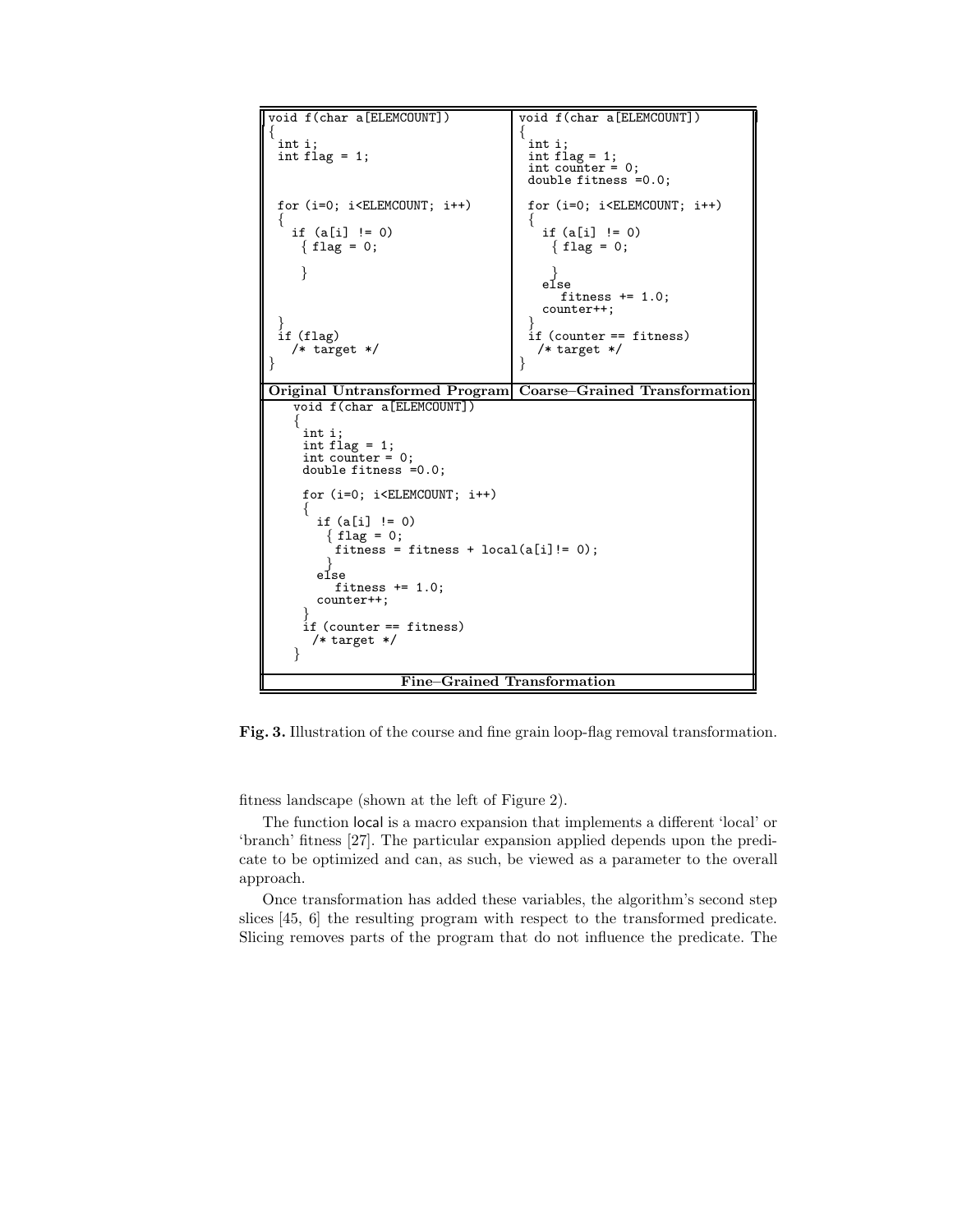**Original Untransformed Program**

```
void f(char a[ELEMCOUNT])
{
 int i;
 int flag = 1;

 for (i=0; i<ELEMCOUNT; i++)
 {
   if (a[i] != 0)
     { flag = 0;

     }
 }
 if (flag)
   /* target */
}
```

**Coarse–Grained Transformation**

```
void f(char a[ELEMCOUNT])
{
 int i;
 int flag = 1;
 int counter = 0;
 double fitness =0.0;

 for (i=0; i<ELEMCOUNT; i++)
 {
   if (a[i] != 0)
     { flag = 0;

     }
   else
      fitness += 1.0;
   counter++;
 }
 if (counter == fitness)
   /* target */
}
```

**Fine–Grained Transformation**

```
void f(char a[ELEMCOUNT])
{
 int i;
 int flag = 1;
 int counter = 0;
 double fitness =0.0;

 for (i=0; i<ELEMCOUNT; i++)
 {
   if (a[i] != 0)
     { flag = 0;
       fitness = fitness + local(a[i]!= 0);
     }
   else
      fitness += 1.0;
   counter++;
 }
 if (counter == fitness)
   /* target */
}
```

**Fig. 3.** Illustration of the course and fine grain loop-flag removal transformation.

fitness landscape (shown at the left of Figure 2).

The function local is a macro expansion that implements a different 'local' or 'branch' fitness [27]. The particular expansion applied depends upon the predicate to be optimized and can, as such, be viewed as a parameter to the overall approach.

Once transformation has added these variables, the algorithm's second step slices [45, 6] the resulting program with respect to the transformed predicate. Slicing removes parts of the program that do not influence the predicate. The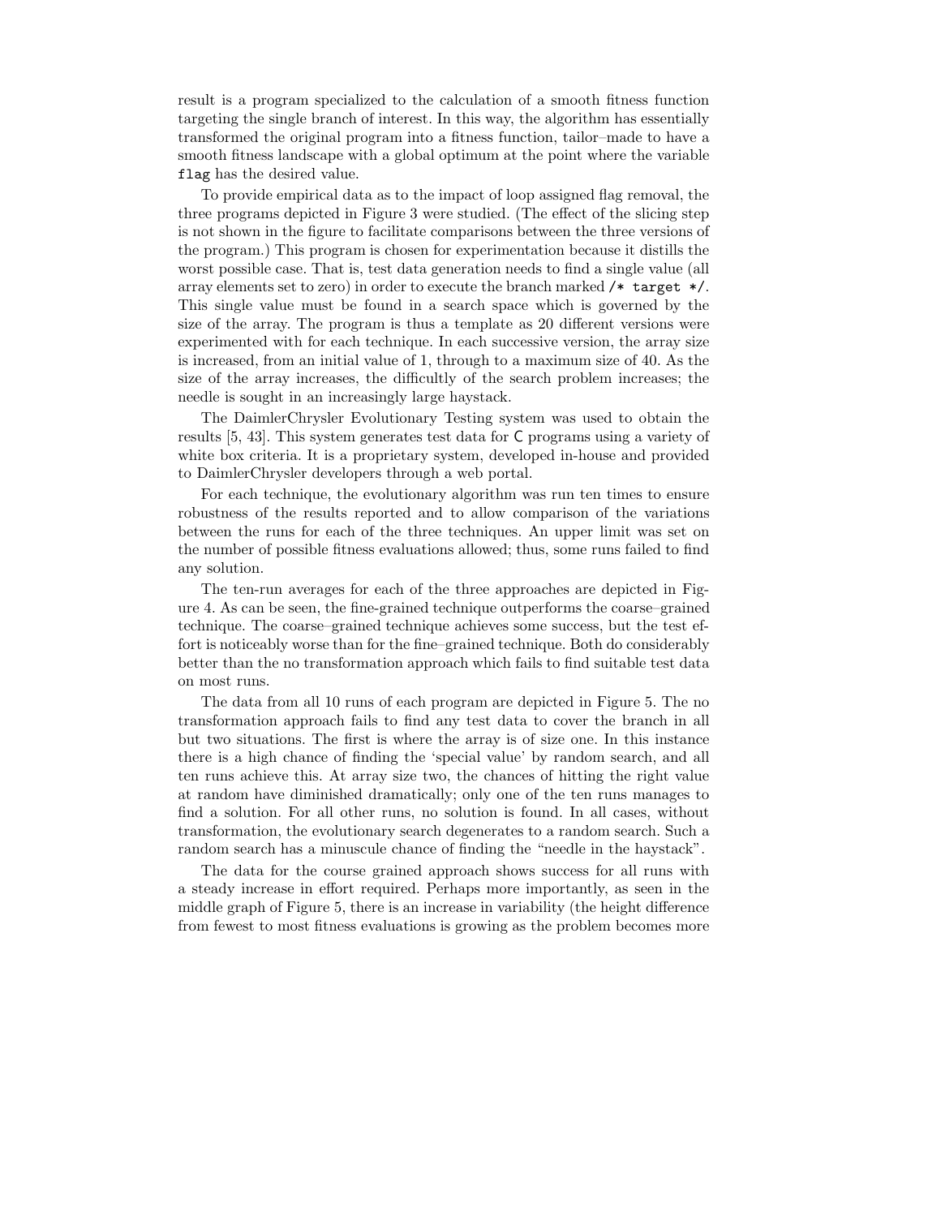result is a program specialized to the calculation of a smooth fitness function targeting the single branch of interest. In this way, the algorithm has essentially transformed the original program into a fitness function, tailor–made to have a smooth fitness landscape with a global optimum at the point where the variable `flag` has the desired value.

To provide empirical data as to the impact of loop assigned flag removal, the three programs depicted in Figure 3 were studied. (The effect of the slicing step is not shown in the figure to facilitate comparisons between the three versions of the program.) This program is chosen for experimentation because it distills the worst possible case. That is, test data generation needs to find a single value (all array elements set to zero) in order to execute the branch marked `/* target */`. This single value must be found in a search space which is governed by the size of the array. The program is thus a template as 20 different versions were experimented with for each technique. In each successive version, the array size is increased, from an initial value of 1, through to a maximum size of 40. As the size of the array increases, the difficultly of the search problem increases; the needle is sought in an increasingly large haystack.

The DaimlerChrysler Evolutionary Testing system was used to obtain the results [5, 43]. This system generates test data for C programs using a variety of white box criteria. It is a proprietary system, developed in-house and provided to DaimlerChrysler developers through a web portal.

For each technique, the evolutionary algorithm was run ten times to ensure robustness of the results reported and to allow comparison of the variations between the runs for each of the three techniques. An upper limit was set on the number of possible fitness evaluations allowed; thus, some runs failed to find any solution.

The ten-run averages for each of the three approaches are depicted in Figure 4. As can be seen, the fine-grained technique outperforms the coarse–grained technique. The coarse–grained technique achieves some success, but the test effort is noticeably worse than for the fine–grained technique. Both do considerably better than the no transformation approach which fails to find suitable test data on most runs.

The data from all 10 runs of each program are depicted in Figure 5. The no transformation approach fails to find any test data to cover the branch in all but two situations. The first is where the array is of size one. In this instance there is a high chance of finding the 'special value' by random search, and all ten runs achieve this. At array size two, the chances of hitting the right value at random have diminished dramatically; only one of the ten runs manages to find a solution. For all other runs, no solution is found. In all cases, without transformation, the evolutionary search degenerates to a random search. Such a random search has a minuscule chance of finding the "needle in the haystack".

The data for the course grained approach shows success for all runs with a steady increase in effort required. Perhaps more importantly, as seen in the middle graph of Figure 5, there is an increase in variability (the height difference from fewest to most fitness evaluations is growing as the problem becomes more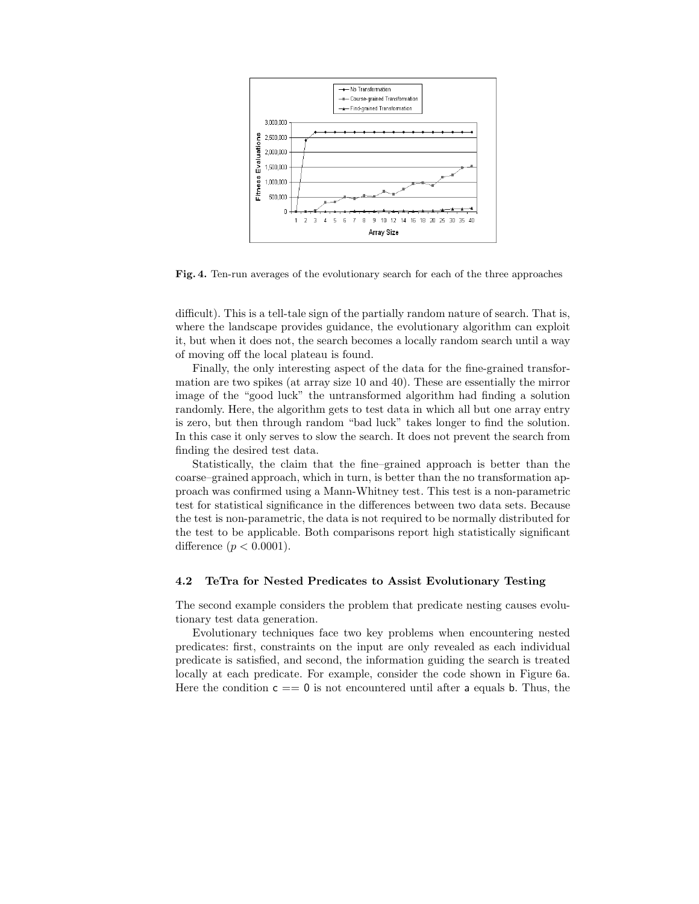No Transformation
Course-grained Transformation
Find-grained Transformation

Fitness Evaluations

3,000,000
2,500,000
2,000,000
1,500,000
1,000,000
500,000
0

1 2 3 4 5 6 7 8 9 10 12 14 16 18 20 25 30 35 40

Array Size

**Fig. 4.** Ten-run averages of the evolutionary search for each of the three approaches

difficult). This is a tell-tale sign of the partially random nature of search. That is, where the landscape provides guidance, the evolutionary algorithm can exploit it, but when it does not, the search becomes a locally random search until a way of moving off the local plateau is found.

Finally, the only interesting aspect of the data for the fine-grained transformation are two spikes (at array size 10 and 40). These are essentially the mirror image of the "good luck" the untransformed algorithm had finding a solution randomly. Here, the algorithm gets to test data in which all but one array entry is zero, but then through random "bad luck" takes longer to find the solution. In this case it only serves to slow the search. It does not prevent the search from finding the desired test data.

Statistically, the claim that the fine–grained approach is better than the coarse–grained approach, which in turn, is better than the no transformation approach was confirmed using a Mann-Whitney test. This test is a non-parametric test for statistical significance in the differences between two data sets. Because the test is non-parametric, the data is not required to be normally distributed for the test to be applicable. Both comparisons report high statistically significant difference ($p < 0.0001$).

### 4.2 TeTra for Nested Predicates to Assist Evolutionary Testing

The second example considers the problem that predicate nesting causes evolutionary test data generation.

Evolutionary techniques face two key problems when encountering nested predicates: first, constraints on the input are only revealed as each individual predicate is satisfied, and second, the information guiding the search is treated locally at each predicate. For example, consider the code shown in Figure 6a. Here the condition `c == 0` is not encountered until after `a` equals `b`. Thus, the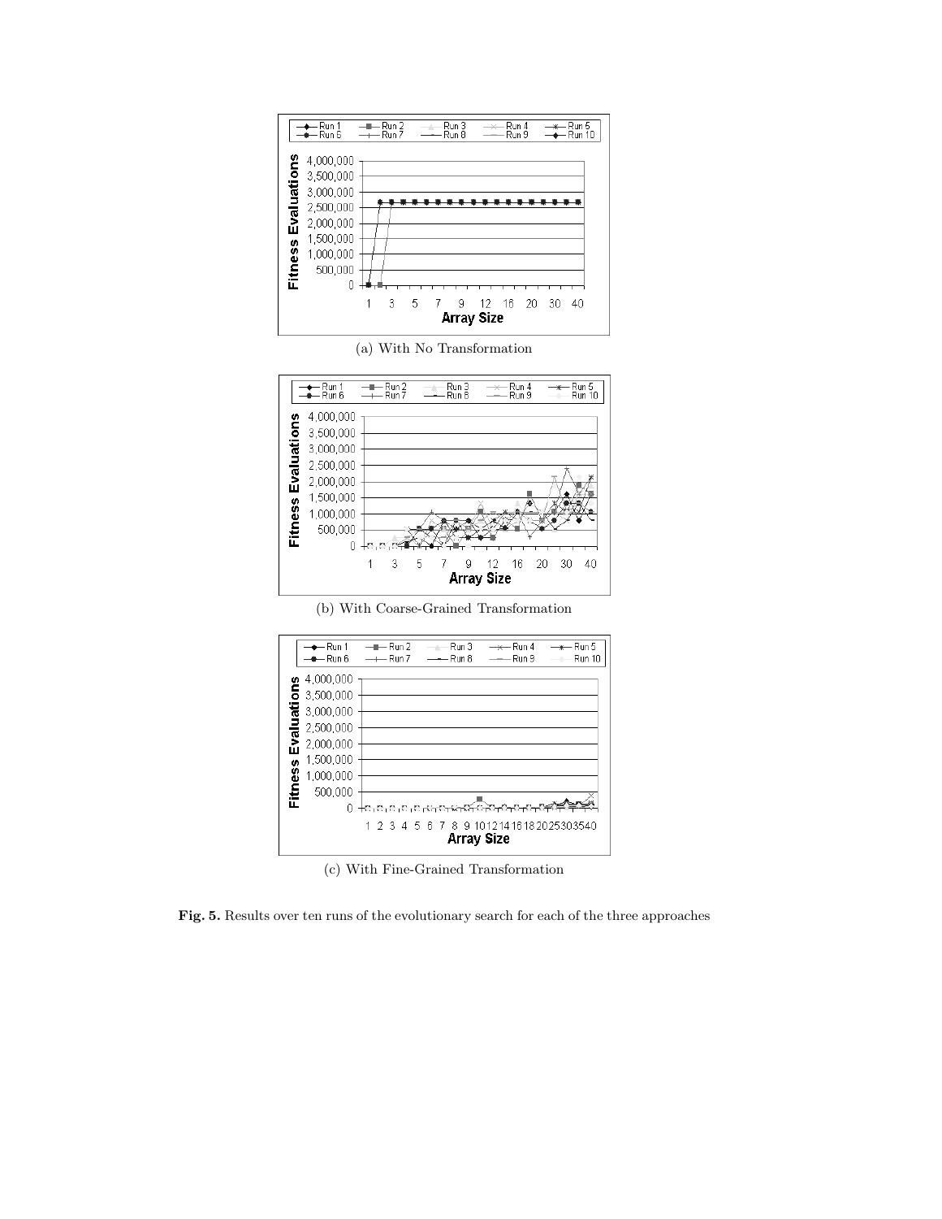(a) With No Transformation

(b) With Coarse-Grained Transformation

(c) With Fine-Grained Transformation

**Fig. 5.** Results over ten runs of the evolutionary search for each of the three approaches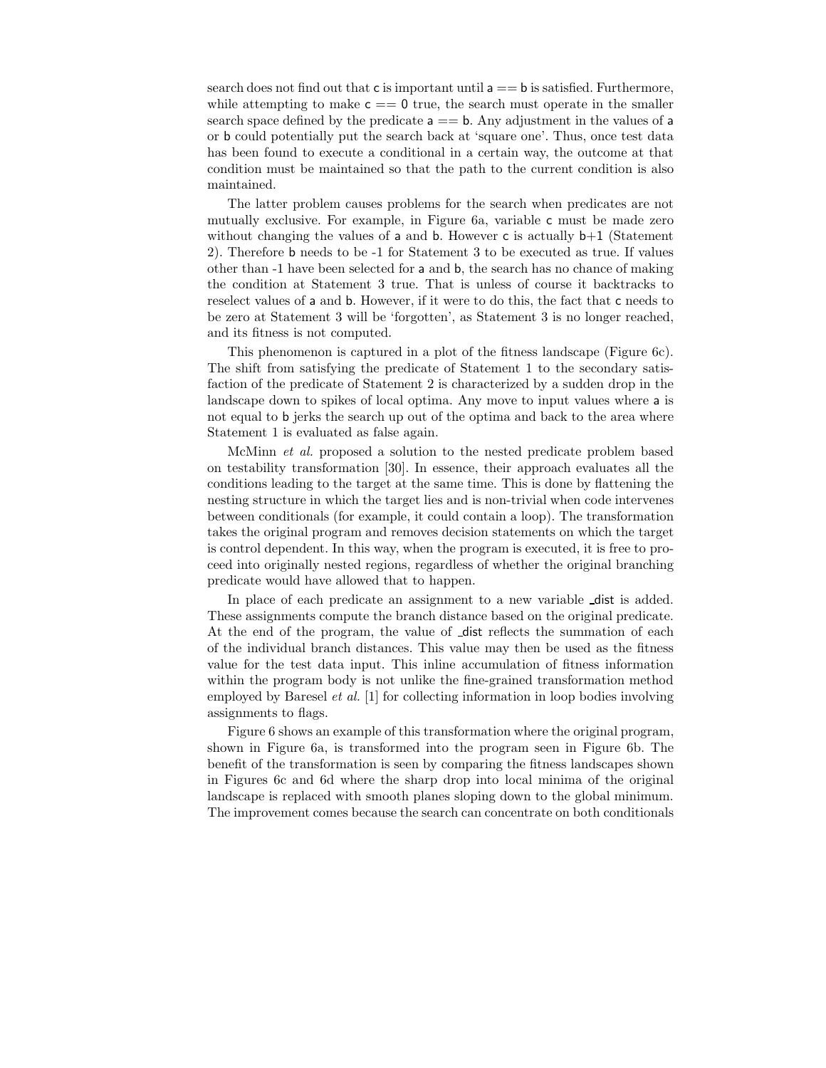search does not find out that c is important until a == b is satisfied. Furthermore, while attempting to make c == 0 true, the search must operate in the smaller search space defined by the predicate a == b. Any adjustment in the values of a or b could potentially put the search back at 'square one'. Thus, once test data has been found to execute a conditional in a certain way, the outcome at that condition must be maintained so that the path to the current condition is also maintained.

The latter problem causes problems for the search when predicates are not mutually exclusive. For example, in Figure 6a, variable c must be made zero without changing the values of a and b. However c is actually b+1 (Statement 2). Therefore b needs to be -1 for Statement 3 to be executed as true. If values other than -1 have been selected for a and b, the search has no chance of making the condition at Statement 3 true. That is unless of course it backtracks to reselect values of a and b. However, if it were to do this, the fact that c needs to be zero at Statement 3 will be 'forgotten', as Statement 3 is no longer reached, and its fitness is not computed.

This phenomenon is captured in a plot of the fitness landscape (Figure 6c). The shift from satisfying the predicate of Statement 1 to the secondary satisfaction of the predicate of Statement 2 is characterized by a sudden drop in the landscape down to spikes of local optima. Any move to input values where a is not equal to b jerks the search up out of the optima and back to the area where Statement 1 is evaluated as false again.

McMinn *et al.* proposed a solution to the nested predicate problem based on testability transformation [30]. In essence, their approach evaluates all the conditions leading to the target at the same time. This is done by flattening the nesting structure in which the target lies and is non-trivial when code intervenes between conditionals (for example, it could contain a loop). The transformation takes the original program and removes decision statements on which the target is control dependent. In this way, when the program is executed, it is free to proceed into originally nested regions, regardless of whether the original branching predicate would have allowed that to happen.

In place of each predicate an assignment to a new variable _dist is added. These assignments compute the branch distance based on the original predicate. At the end of the program, the value of _dist reflects the summation of each of the individual branch distances. This value may then be used as the fitness value for the test data input. This inline accumulation of fitness information within the program body is not unlike the fine-grained transformation method employed by Baresel *et al.* [1] for collecting information in loop bodies involving assignments to flags.

Figure 6 shows an example of this transformation where the original program, shown in Figure 6a, is transformed into the program seen in Figure 6b. The benefit of the transformation is seen by comparing the fitness landscapes shown in Figures 6c and 6d where the sharp drop into local minima of the original landscape is replaced with smooth planes sloping down to the global minimum. The improvement comes because the search can concentrate on both conditionals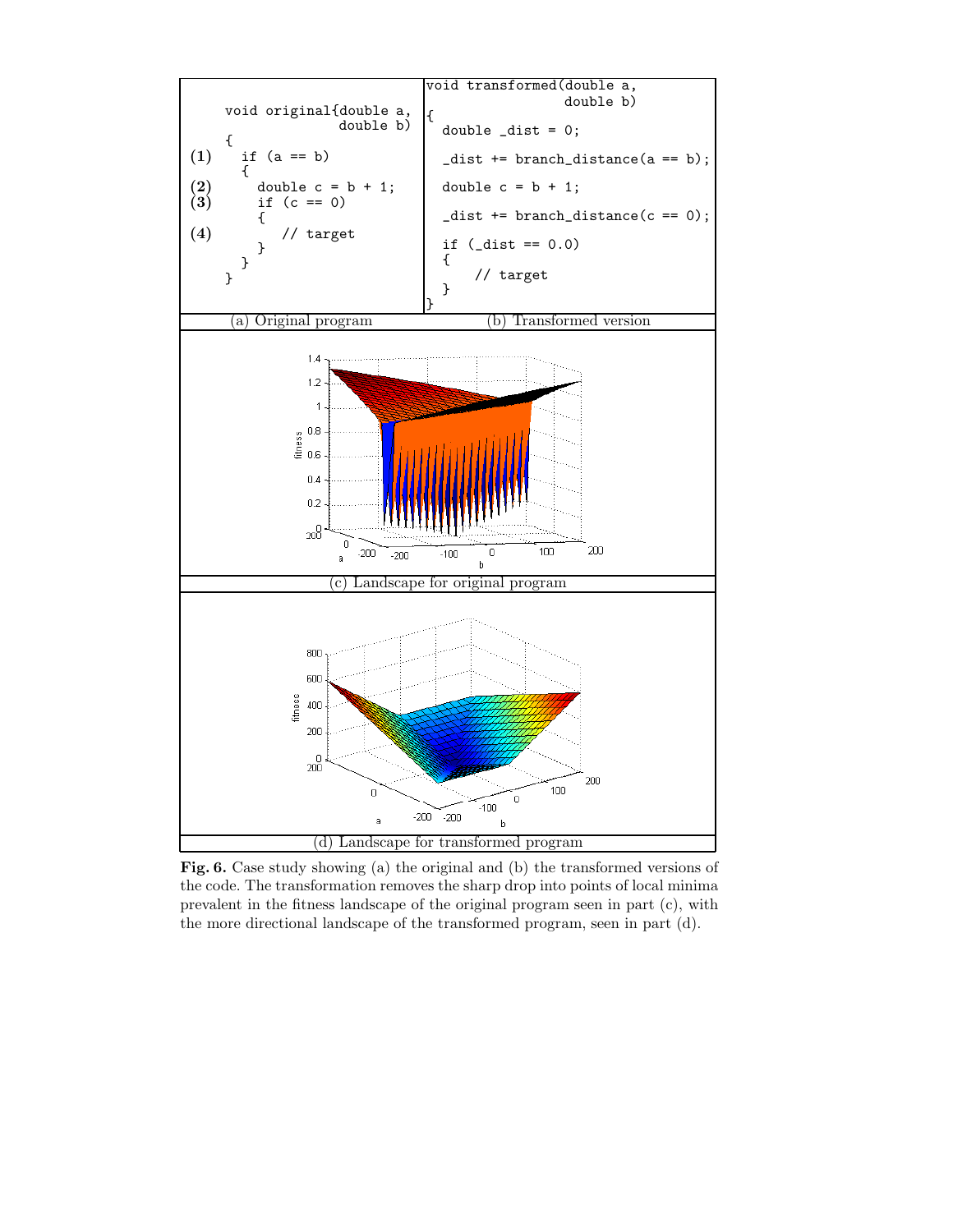```
     void original{double a,
                   double b)
     {
(1)    if (a == b)
       {
(2)      double c = b + 1;
(3)      if (c == 0)
         {
(4)         // target
         }
       }
     }
```

(a) Original program

```
void transformed(double a,
                 double b)
{
  double _dist = 0;

  _dist += branch_distance(a == b);

  double c = b + 1;

  _dist += branch_distance(c == 0);

  if (_dist == 0.0)
  {
      // target
  }
}
```

(b) Transformed version

(c) Landscape for original program

(d) Landscape for transformed program

**Fig. 6.** Case study showing (a) the original and (b) the transformed versions of the code. The transformation removes the sharp drop into points of local minima prevalent in the fitness landscape of the original program seen in part (c), with the more directional landscape of the transformed program, seen in part (d).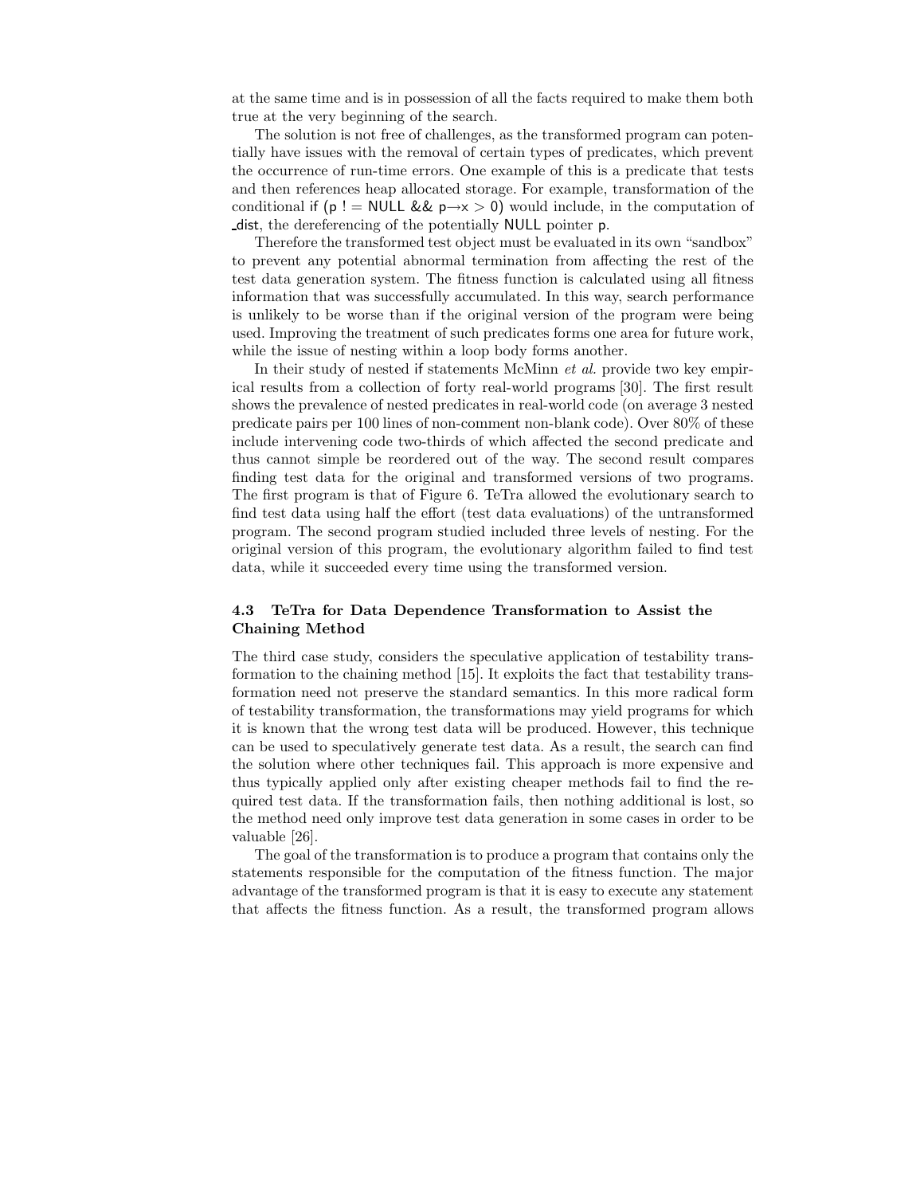at the same time and is in possession of all the facts required to make them both true at the very beginning of the search.

The solution is not free of challenges, as the transformed program can potentially have issues with the removal of certain types of predicates, which prevent the occurrence of run-time errors. One example of this is a predicate that tests and then references heap allocated storage. For example, transformation of the conditional `if (p != NULL && p→x > 0)` would include, in the computation of _dist, the dereferencing of the potentially NULL pointer p.

Therefore the transformed test object must be evaluated in its own "sandbox" to prevent any potential abnormal termination from affecting the rest of the test data generation system. The fitness function is calculated using all fitness information that was successfully accumulated. In this way, search performance is unlikely to be worse than if the original version of the program were being used. Improving the treatment of such predicates forms one area for future work, while the issue of nesting within a loop body forms another.

In their study of nested if statements McMinn *et al.* provide two key empirical results from a collection of forty real-world programs [30]. The first result shows the prevalence of nested predicates in real-world code (on average 3 nested predicate pairs per 100 lines of non-comment non-blank code). Over 80% of these include intervening code two-thirds of which affected the second predicate and thus cannot simple be reordered out of the way. The second result compares finding test data for the original and transformed versions of two programs. The first program is that of Figure 6. TeTra allowed the evolutionary search to find test data using half the effort (test data evaluations) of the untransformed program. The second program studied included three levels of nesting. For the original version of this program, the evolutionary algorithm failed to find test data, while it succeeded every time using the transformed version.

### 4.3 TeTra for Data Dependence Transformation to Assist the Chaining Method

The third case study, considers the speculative application of testability transformation to the chaining method [15]. It exploits the fact that testability transformation need not preserve the standard semantics. In this more radical form of testability transformation, the transformations may yield programs for which it is known that the wrong test data will be produced. However, this technique can be used to speculatively generate test data. As a result, the search can find the solution where other techniques fail. This approach is more expensive and thus typically applied only after existing cheaper methods fail to find the required test data. If the transformation fails, then nothing additional is lost, so the method need only improve test data generation in some cases in order to be valuable [26].

The goal of the transformation is to produce a program that contains only the statements responsible for the computation of the fitness function. The major advantage of the transformed program is that it is easy to execute any statement that affects the fitness function. As a result, the transformed program allows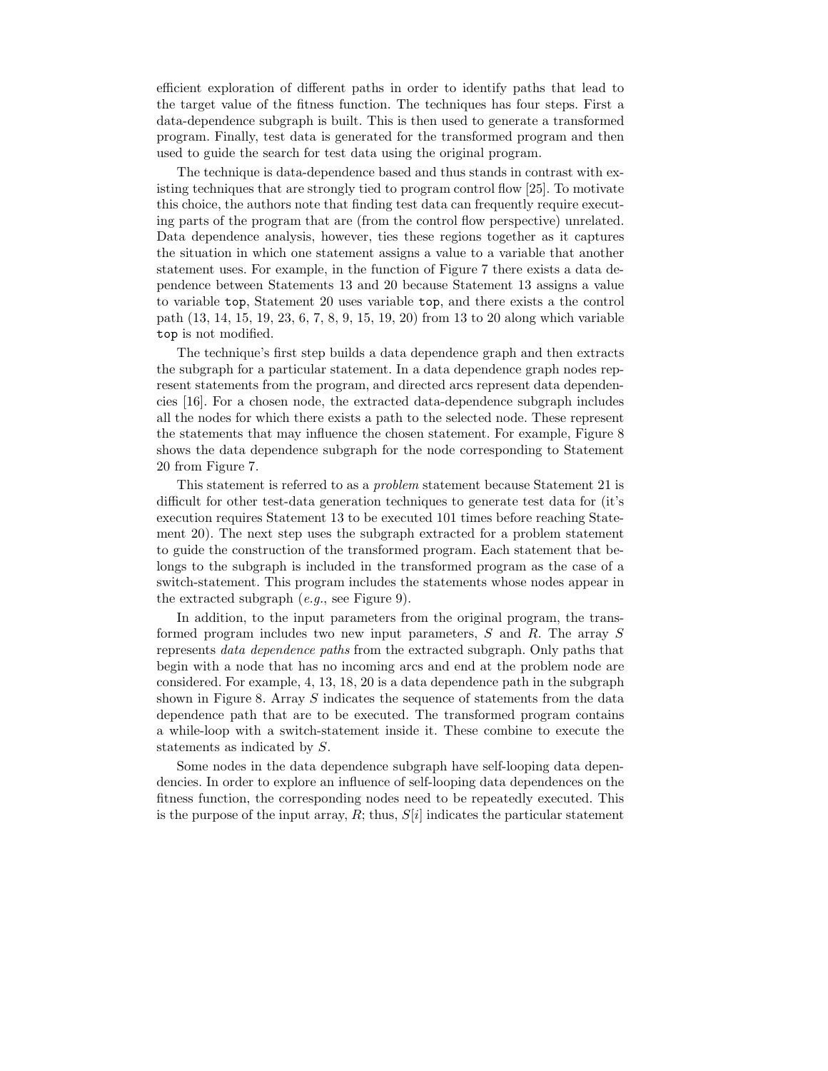efficient exploration of different paths in order to identify paths that lead to the target value of the fitness function. The techniques has four steps. First a data-dependence subgraph is built. This is then used to generate a transformed program. Finally, test data is generated for the transformed program and then used to guide the search for test data using the original program.

The technique is data-dependence based and thus stands in contrast with existing techniques that are strongly tied to program control flow [25]. To motivate this choice, the authors note that finding test data can frequently require executing parts of the program that are (from the control flow perspective) unrelated. Data dependence analysis, however, ties these regions together as it captures the situation in which one statement assigns a value to a variable that another statement uses. For example, in the function of Figure 7 there exists a data dependence between Statements 13 and 20 because Statement 13 assigns a value to variable `top`, Statement 20 uses variable `top`, and there exists a the control path (13, 14, 15, 19, 23, 6, 7, 8, 9, 15, 19, 20) from 13 to 20 along which variable `top` is not modified.

The technique's first step builds a data dependence graph and then extracts the subgraph for a particular statement. In a data dependence graph nodes represent statements from the program, and directed arcs represent data dependencies [16]. For a chosen node, the extracted data-dependence subgraph includes all the nodes for which there exists a path to the selected node. These represent the statements that may influence the chosen statement. For example, Figure 8 shows the data dependence subgraph for the node corresponding to Statement 20 from Figure 7.

This statement is referred to as a *problem* statement because Statement 21 is difficult for other test-data generation techniques to generate test data for (it's execution requires Statement 13 to be executed 101 times before reaching Statement 20). The next step uses the subgraph extracted for a problem statement to guide the construction of the transformed program. Each statement that belongs to the subgraph is included in the transformed program as the case of a switch-statement. This program includes the statements whose nodes appear in the extracted subgraph (*e.g.*, see Figure 9).

In addition, to the input parameters from the original program, the transformed program includes two new input parameters, $S$ and $R$. The array $S$ represents *data dependence paths* from the extracted subgraph. Only paths that begin with a node that has no incoming arcs and end at the problem node are considered. For example, 4, 13, 18, 20 is a data dependence path in the subgraph shown in Figure 8. Array $S$ indicates the sequence of statements from the data dependence path that are to be executed. The transformed program contains a while-loop with a switch-statement inside it. These combine to execute the statements as indicated by $S$.

Some nodes in the data dependence subgraph have self-looping data dependencies. In order to explore an influence of self-looping data dependences on the fitness function, the corresponding nodes need to be repeatedly executed. This is the purpose of the input array, $R$; thus, $S[i]$ indicates the particular statement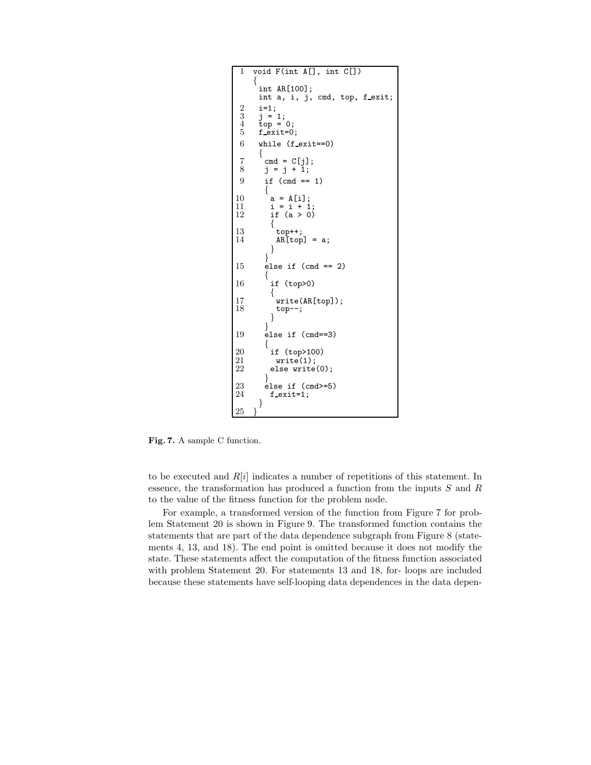```
 1   void F(int A[], int C[])
     {
      int AR[100];
      int a, i, j, cmd, top, f_exit;
 2    i=1;
 3    j = 1;
 4    top = 0;
 5    f_exit=0;
 6    while (f_exit==0)
      {
 7     cmd = C[j];
 8     j = j + 1;
 9     if (cmd == 1)
       {
10      a = A[i];
11      i = i + 1;
12      if (a > 0)
        {
13       top++;
14       AR[top] = a;
        }
       }
15     else if (cmd == 2)
       {
16      if (top>0)
        {
17       write(AR[top]);
18       top--;
        }
       }
19     else if (cmd==3)
       {
20      if (top>100)
21       write(1);
22      else write(0);
       }
23     else if (cmd>=5)
24      f_exit=1;
      }
25   }
```

**Fig. 7.** A sample C function.

to be executed and $R[i]$ indicates a number of repetitions of this statement. In essence, the transformation has produced a function from the inputs $S$ and $R$ to the value of the fitness function for the problem node.

For example, a transformed version of the function from Figure 7 for problem Statement 20 is shown in Figure 9. The transformed function contains the statements that are part of the data dependence subgraph from Figure 8 (statements 4, 13, and 18). The end point is omitted because it does not modify the state. These statements affect the computation of the fitness function associated with problem Statement 20. For statements 13 and 18, for- loops are included because these statements have self-looping data dependences in the data depen-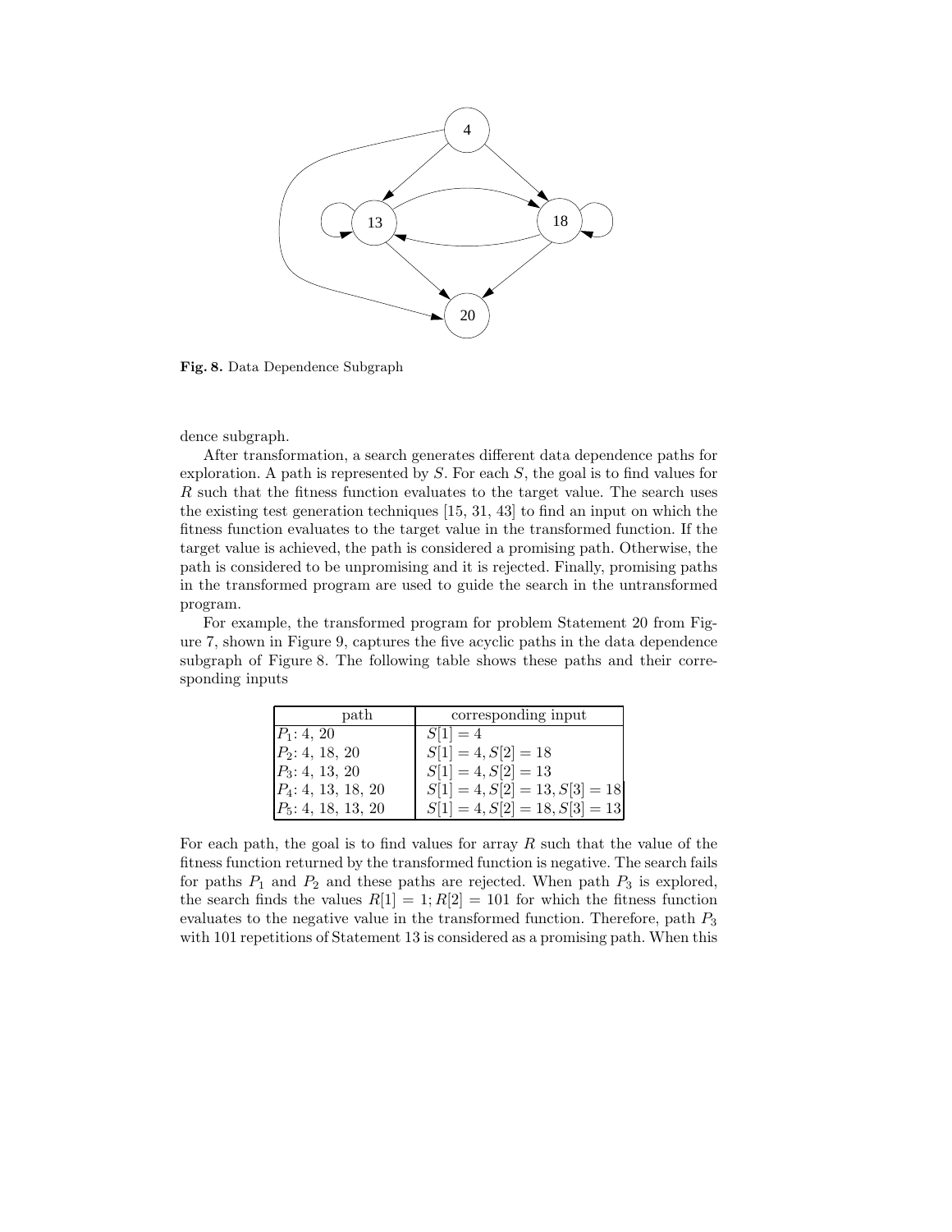Fig. 8. Data Dependence Subgraph

dence subgraph.

After transformation, a search generates different data dependence paths for exploration. A path is represented by $S$. For each $S$, the goal is to find values for $R$ such that the fitness function evaluates to the target value. The search uses the existing test generation techniques [15, 31, 43] to find an input on which the fitness function evaluates to the target value in the transformed function. If the target value is achieved, the path is considered a promising path. Otherwise, the path is considered to be unpromising and it is rejected. Finally, promising paths in the transformed program are used to guide the search in the untransformed program.

For example, the transformed program for problem Statement 20 from Figure 7, shown in Figure 9, captures the five acyclic paths in the data dependence subgraph of Figure 8. The following table shows these paths and their corresponding inputs

| path | corresponding input |
|---|---|
| $P_1$: 4, 20 | $S[1] = 4$ |
| $P_2$: 4, 18, 20 | $S[1] = 4, S[2] = 18$ |
| $P_3$: 4, 13, 20 | $S[1] = 4, S[2] = 13$ |
| $P_4$: 4, 13, 18, 20 | $S[1] = 4, S[2] = 13, S[3] = 18$ |
| $P_5$: 4, 18, 13, 20 | $S[1] = 4, S[2] = 18, S[3] = 13$ |

For each path, the goal is to find values for array $R$ such that the value of the fitness function returned by the transformed function is negative. The search fails for paths $P_1$ and $P_2$ and these paths are rejected. When path $P_3$ is explored, the search finds the values $R[1] = 1; R[2] = 101$ for which the fitness function evaluates to the negative value in the transformed function. Therefore, path $P_3$ with 101 repetitions of Statement 13 is considered as a promising path. When this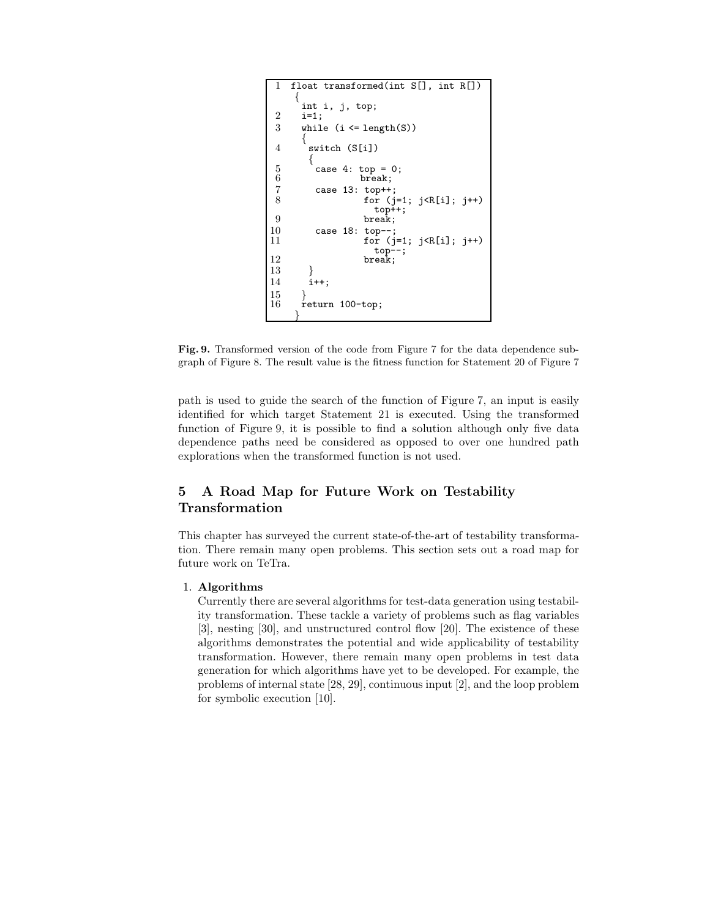```
1   float transformed(int S[], int R[])
    {
     int i, j, top;
2    i=1;
3    while (i <= length(S))
     {
4     switch (S[i])
      {
5      case 4: top = 0;
6              break;
7      case 13: top++;
8               for (j=1; j<R[i]; j++)
                  top++;
9               break;
10     case 18: top--;
11              for (j=1; j<R[i]; j++)
                  top--;
12              break;
13    }
14    i++;
15   }
16   return 100-top;
    }
```

**Fig. 9.** Transformed version of the code from Figure 7 for the data dependence subgraph of Figure 8. The result value is the fitness function for Statement 20 of Figure 7

path is used to guide the search of the function of Figure 7, an input is easily identified for which target Statement 21 is executed. Using the transformed function of Figure 9, it is possible to find a solution although only five data dependence paths need be considered as opposed to over one hundred path explorations when the transformed function is not used.

## 5 A Road Map for Future Work on Testability Transformation

This chapter has surveyed the current state-of-the-art of testability transformation. There remain many open problems. This section sets out a road map for future work on TeTra.

1. **Algorithms**
   Currently there are several algorithms for test-data generation using testability transformation. These tackle a variety of problems such as flag variables [3], nesting [30], and unstructured control flow [20]. The existence of these algorithms demonstrates the potential and wide applicability of testability transformation. However, there remain many open problems in test data generation for which algorithms have yet to be developed. For example, the problems of internal state [28, 29], continuous input [2], and the loop problem for symbolic execution [10].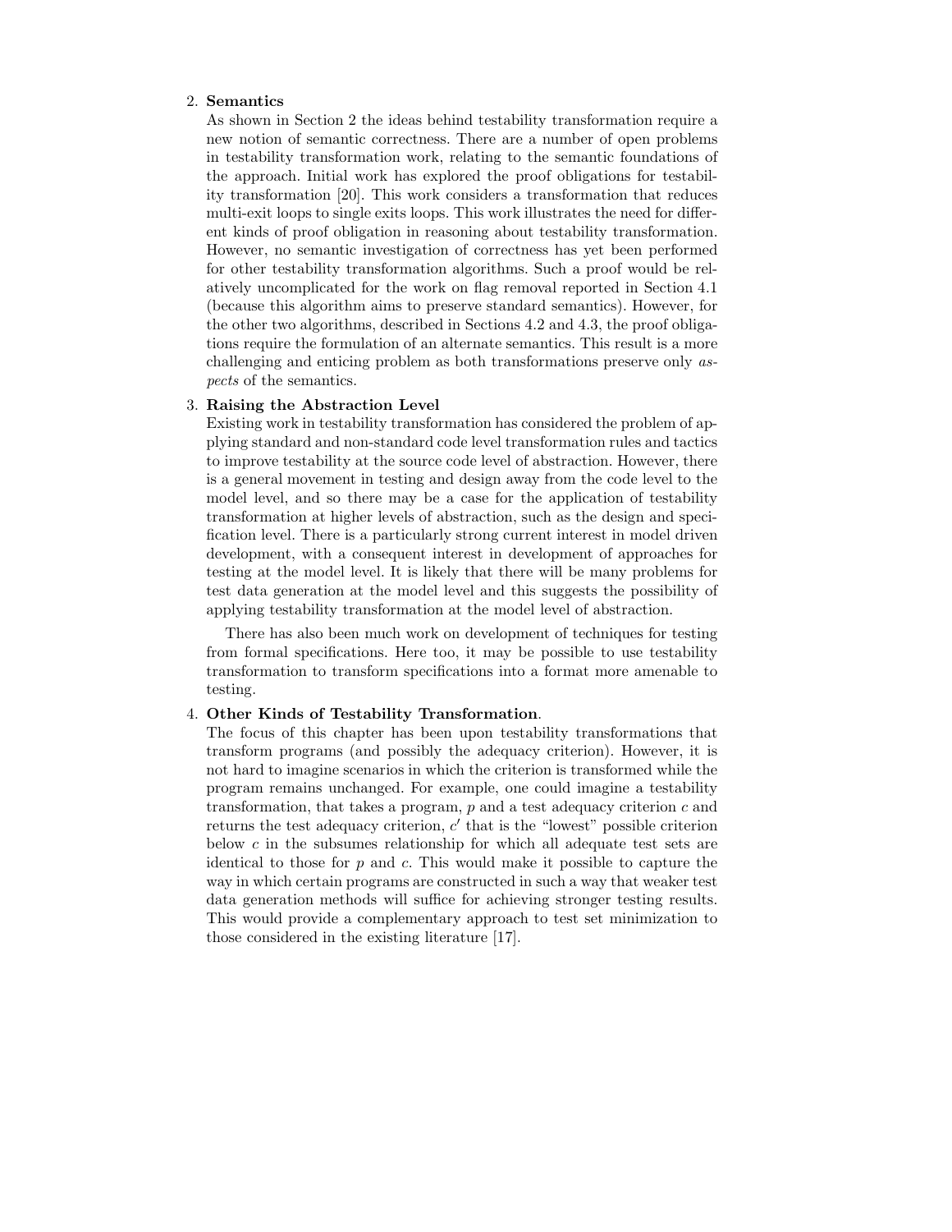2. **Semantics**
   As shown in Section 2 the ideas behind testability transformation require a new notion of semantic correctness. There are a number of open problems in testability transformation work, relating to the semantic foundations of the approach. Initial work has explored the proof obligations for testability transformation [20]. This work considers a transformation that reduces multi-exit loops to single exits loops. This work illustrates the need for different kinds of proof obligation in reasoning about testability transformation. However, no semantic investigation of correctness has yet been performed for other testability transformation algorithms. Such a proof would be relatively uncomplicated for the work on flag removal reported in Section 4.1 (because this algorithm aims to preserve standard semantics). However, for the other two algorithms, described in Sections 4.2 and 4.3, the proof obligations require the formulation of an alternate semantics. This result is a more challenging and enticing problem as both transformations preserve only *aspects* of the semantics.

3. **Raising the Abstraction Level**
   Existing work in testability transformation has considered the problem of applying standard and non-standard code level transformation rules and tactics to improve testability at the source code level of abstraction. However, there is a general movement in testing and design away from the code level to the model level, and so there may be a case for the application of testability transformation at higher levels of abstraction, such as the design and specification level. There is a particularly strong current interest in model driven development, with a consequent interest in development of approaches for testing at the model level. It is likely that there will be many problems for test data generation at the model level and this suggests the possibility of applying testability transformation at the model level of abstraction.

   There has also been much work on development of techniques for testing from formal specifications. Here too, it may be possible to use testability transformation to transform specifications into a format more amenable to testing.

4. **Other Kinds of Testability Transformation**.
   The focus of this chapter has been upon testability transformations that transform programs (and possibly the adequacy criterion). However, it is not hard to imagine scenarios in which the criterion is transformed while the program remains unchanged. For example, one could imagine a testability transformation, that takes a program, $p$ and a test adequacy criterion $c$ and returns the test adequacy criterion, $c'$ that is the "lowest" possible criterion below $c$ in the subsumes relationship for which all adequate test sets are identical to those for $p$ and $c$. This would make it possible to capture the way in which certain programs are constructed in such a way that weaker test data generation methods will suffice for achieving stronger testing results. This would provide a complementary approach to test set minimization to those considered in the existing literature [17].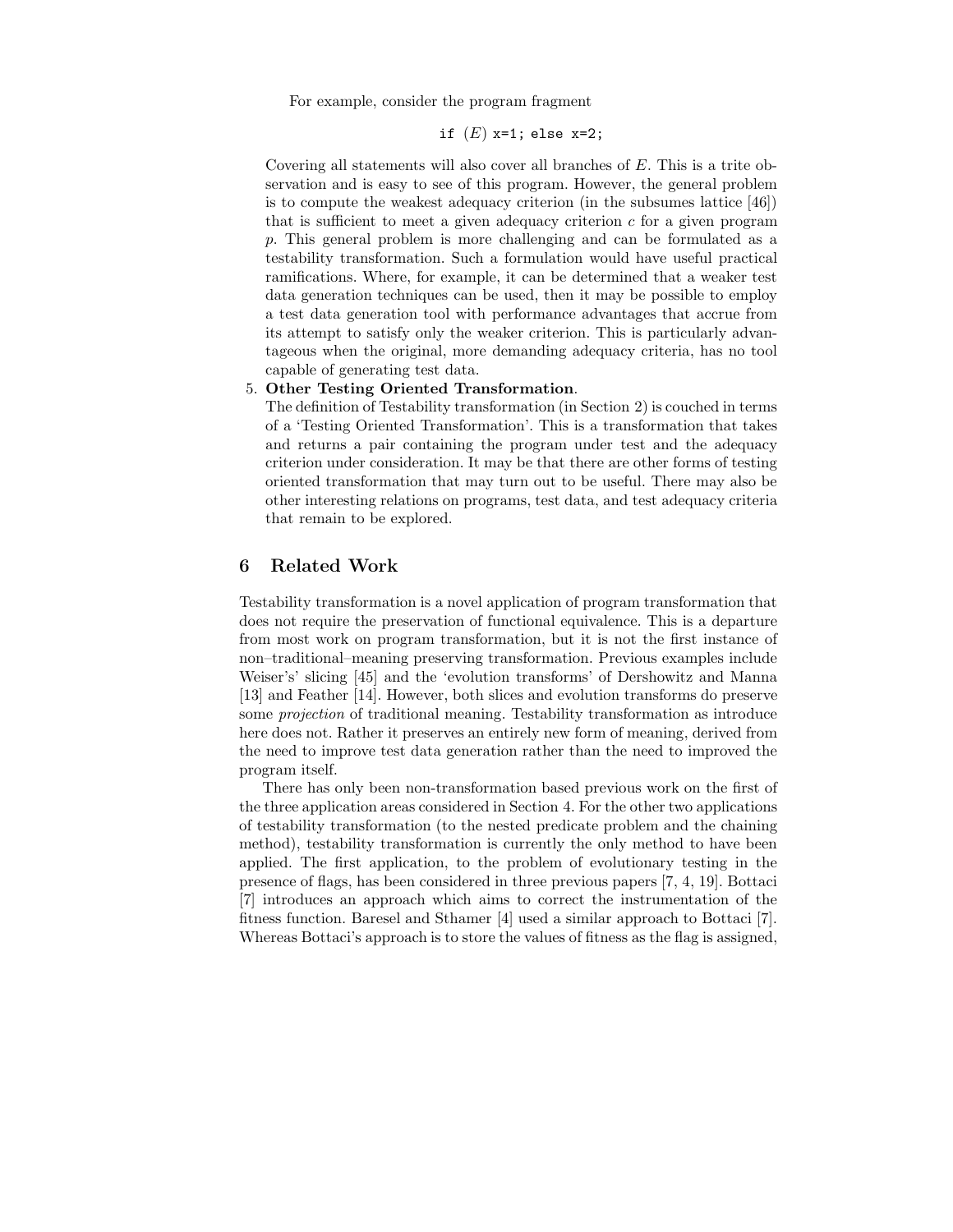For example, consider the program fragment

```
if (E) x=1; else x=2;
```

Covering all statements will also cover all branches of $E$. This is a trite observation and is easy to see of this program. However, the general problem is to compute the weakest adequacy criterion (in the subsumes lattice [46]) that is sufficient to meet a given adequacy criterion $c$ for a given program $p$. This general problem is more challenging and can be formulated as a testability transformation. Such a formulation would have useful practical ramifications. Where, for example, it can be determined that a weaker test data generation techniques can be used, then it may be possible to employ a test data generation tool with performance advantages that accrue from its attempt to satisfy only the weaker criterion. This is particularly advantageous when the original, more demanding adequacy criteria, has no tool capable of generating test data.

5. **Other Testing Oriented Transformation**.
The definition of Testability transformation (in Section 2) is couched in terms of a 'Testing Oriented Transformation'. This is a transformation that takes and returns a pair containing the program under test and the adequacy criterion under consideration. It may be that there are other forms of testing oriented transformation that may turn out to be useful. There may also be other interesting relations on programs, test data, and test adequacy criteria that remain to be explored.

## 6 Related Work

Testability transformation is a novel application of program transformation that does not require the preservation of functional equivalence. This is a departure from most work on program transformation, but it is not the first instance of non–traditional–meaning preserving transformation. Previous examples include Weiser's' slicing [45] and the 'evolution transforms' of Dershowitz and Manna [13] and Feather [14]. However, both slices and evolution transforms do preserve some *projection* of traditional meaning. Testability transformation as introduce here does not. Rather it preserves an entirely new form of meaning, derived from the need to improve test data generation rather than the need to improved the program itself.

There has only been non-transformation based previous work on the first of the three application areas considered in Section 4. For the other two applications of testability transformation (to the nested predicate problem and the chaining method), testability transformation is currently the only method to have been applied. The first application, to the problem of evolutionary testing in the presence of flags, has been considered in three previous papers [7, 4, 19]. Bottaci [7] introduces an approach which aims to correct the instrumentation of the fitness function. Baresel and Sthamer [4] used a similar approach to Bottaci [7]. Whereas Bottaci's approach is to store the values of fitness as the flag is assigned,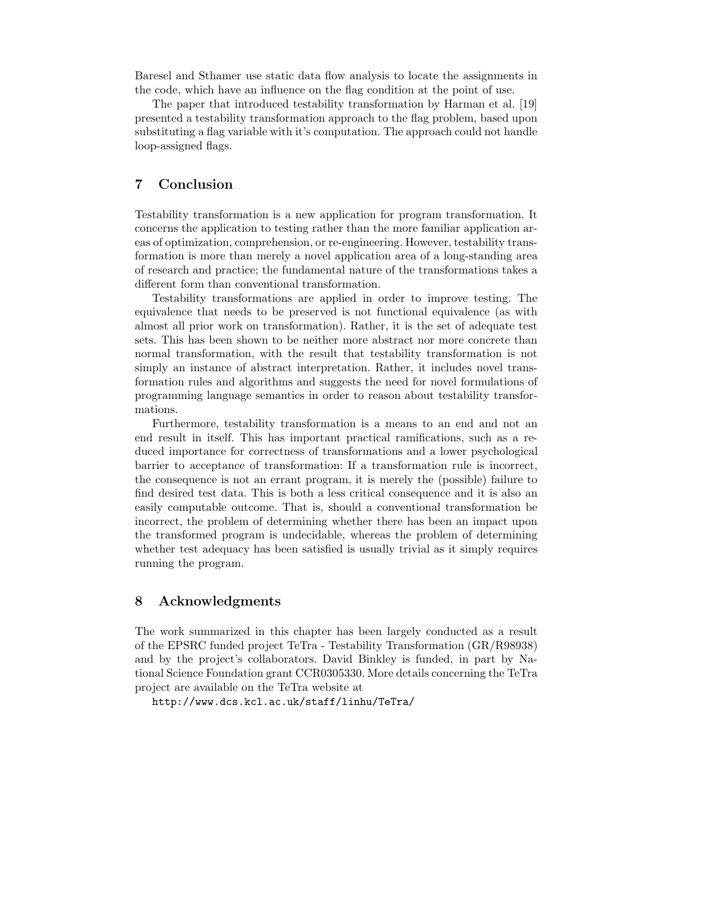Baresel and Sthamer use static data flow analysis to locate the assignments in the code, which have an influence on the flag condition at the point of use.

The paper that introduced testability transformation by Harman et al. [19] presented a testability transformation approach to the flag problem, based upon substituting a flag variable with it's computation. The approach could not handle loop-assigned flags.

## 7 Conclusion

Testability transformation is a new application for program transformation. It concerns the application to testing rather than the more familiar application areas of optimization, comprehension, or re-engineering. However, testability transformation is more than merely a novel application area of a long-standing area of research and practice; the fundamental nature of the transformations takes a different form than conventional transformation.

Testability transformations are applied in order to improve testing. The equivalence that needs to be preserved is not functional equivalence (as with almost all prior work on transformation). Rather, it is the set of adequate test sets. This has been shown to be neither more abstract nor more concrete than normal transformation, with the result that testability transformation is not simply an instance of abstract interpretation. Rather, it includes novel transformation rules and algorithms and suggests the need for novel formulations of programming language semantics in order to reason about testability transformations.

Furthermore, testability transformation is a means to an end and not an end result in itself. This has important practical ramifications, such as a reduced importance for correctness of transformations and a lower psychological barrier to acceptance of transformation: If a transformation rule is incorrect, the consequence is not an errant program, it is merely the (possible) failure to find desired test data. This is both a less critical consequence and it is also an easily computable outcome. That is, should a conventional transformation be incorrect, the problem of determining whether there has been an impact upon the transformed program is undecidable, whereas the problem of determining whether test adequacy has been satisfied is usually trivial as it simply requires running the program.

## 8 Acknowledgments

The work summarized in this chapter has been largely conducted as a result of the EPSRC funded project TeTra - Testability Transformation (GR/R98938) and by the project's collaborators. David Binkley is funded, in part by National Science Foundation grant CCR0305330. More details concerning the TeTra project are available on the TeTra website at

`http://www.dcs.kcl.ac.uk/staff/linhu/TeTra/`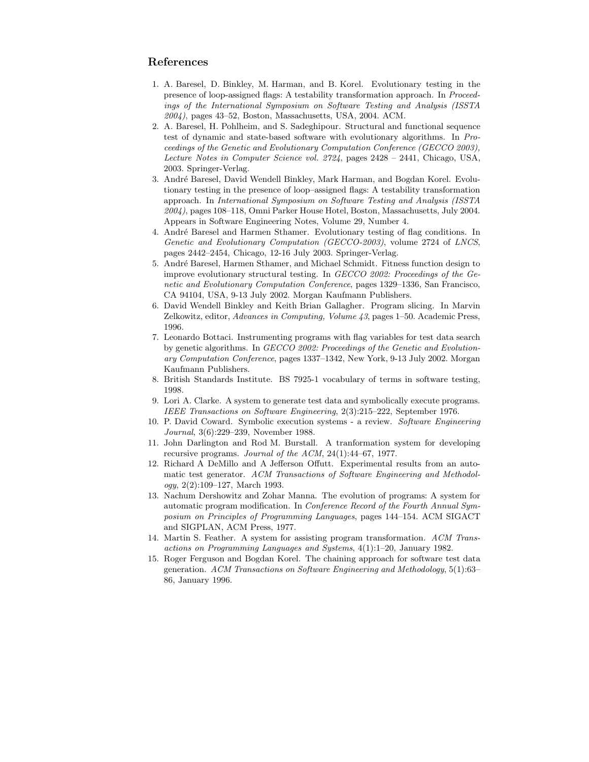## References

1. A. Baresel, D. Binkley, M. Harman, and B. Korel. Evolutionary testing in the presence of loop-assigned flags: A testability transformation approach. In *Proceedings of the International Symposium on Software Testing and Analysis (ISSTA 2004)*, pages 43–52, Boston, Massachusetts, USA, 2004. ACM.
2. A. Baresel, H. Pohlheim, and S. Sadeghipour. Structural and functional sequence test of dynamic and state-based software with evolutionary algorithms. In *Proceedings of the Genetic and Evolutionary Computation Conference (GECCO 2003), Lecture Notes in Computer Science vol. 2724*, pages 2428 – 2441, Chicago, USA, 2003. Springer-Verlag.
3. André Baresel, David Wendell Binkley, Mark Harman, and Bogdan Korel. Evolutionary testing in the presence of loop–assigned flags: A testability transformation approach. In *International Symposium on Software Testing and Analysis (ISSTA 2004)*, pages 108–118, Omni Parker House Hotel, Boston, Massachusetts, July 2004. Appears in Software Engineering Notes, Volume 29, Number 4.
4. André Baresel and Harmen Sthamer. Evolutionary testing of flag conditions. In *Genetic and Evolutionary Computation (GECCO-2003)*, volume 2724 of *LNCS*, pages 2442–2454, Chicago, 12-16 July 2003. Springer-Verlag.
5. André Baresel, Harmen Sthamer, and Michael Schmidt. Fitness function design to improve evolutionary structural testing. In *GECCO 2002: Proceedings of the Genetic and Evolutionary Computation Conference*, pages 1329–1336, San Francisco, CA 94104, USA, 9-13 July 2002. Morgan Kaufmann Publishers.
6. David Wendell Binkley and Keith Brian Gallagher. Program slicing. In Marvin Zelkowitz, editor, *Advances in Computing, Volume 43*, pages 1–50. Academic Press, 1996.
7. Leonardo Bottaci. Instrumenting programs with flag variables for test data search by genetic algorithms. In *GECCO 2002: Proceedings of the Genetic and Evolutionary Computation Conference*, pages 1337–1342, New York, 9-13 July 2002. Morgan Kaufmann Publishers.
8. British Standards Institute. BS 7925-1 vocabulary of terms in software testing, 1998.
9. Lori A. Clarke. A system to generate test data and symbolically execute programs. *IEEE Transactions on Software Engineering*, 2(3):215–222, September 1976.
10. P. David Coward. Symbolic execution systems - a review. *Software Engineering Journal*, 3(6):229–239, November 1988.
11. John Darlington and Rod M. Burstall. A tranformation system for developing recursive programs. *Journal of the ACM*, 24(1):44–67, 1977.
12. Richard A DeMillo and A Jefferson Offutt. Experimental results from an automatic test generator. *ACM Transactions of Software Engineering and Methodology*, 2(2):109–127, March 1993.
13. Nachum Dershowitz and Zohar Manna. The evolution of programs: A system for automatic program modification. In *Conference Record of the Fourth Annual Symposium on Principles of Programming Languages*, pages 144–154. ACM SIGACT and SIGPLAN, ACM Press, 1977.
14. Martin S. Feather. A system for assisting program transformation. *ACM Transactions on Programming Languages and Systems*, 4(1):1–20, January 1982.
15. Roger Ferguson and Bogdan Korel. The chaining approach for software test data generation. *ACM Transactions on Software Engineering and Methodology*, 5(1):63–86, January 1996.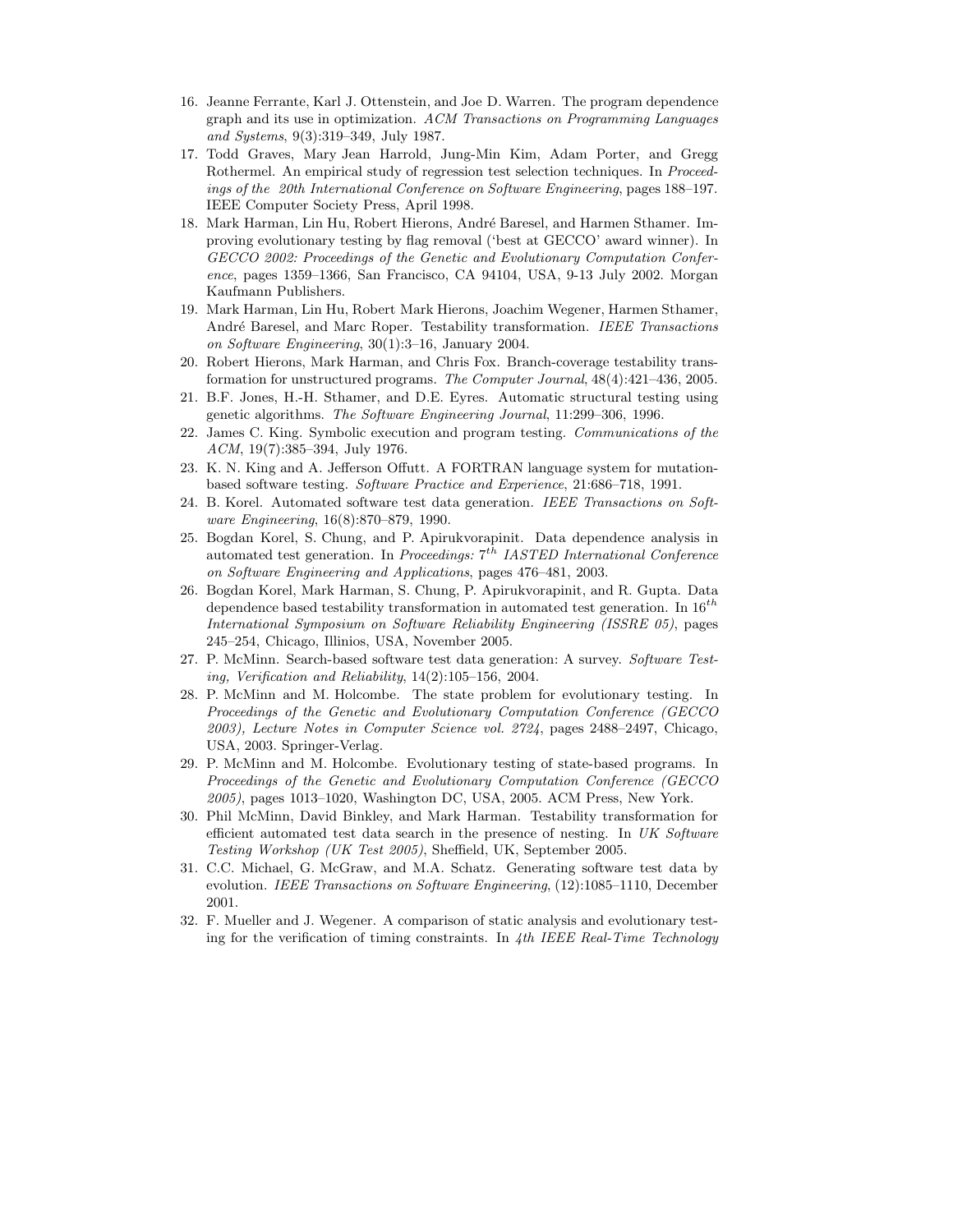16. Jeanne Ferrante, Karl J. Ottenstein, and Joe D. Warren. The program dependence graph and its use in optimization. *ACM Transactions on Programming Languages and Systems*, 9(3):319–349, July 1987.
17. Todd Graves, Mary Jean Harrold, Jung-Min Kim, Adam Porter, and Gregg Rothermel. An empirical study of regression test selection techniques. In *Proceedings of the 20th International Conference on Software Engineering*, pages 188–197. IEEE Computer Society Press, April 1998.
18. Mark Harman, Lin Hu, Robert Hierons, André Baresel, and Harmen Sthamer. Improving evolutionary testing by flag removal ('best at GECCO' award winner). In *GECCO 2002: Proceedings of the Genetic and Evolutionary Computation Conference*, pages 1359–1366, San Francisco, CA 94104, USA, 9-13 July 2002. Morgan Kaufmann Publishers.
19. Mark Harman, Lin Hu, Robert Mark Hierons, Joachim Wegener, Harmen Sthamer, André Baresel, and Marc Roper. Testability transformation. *IEEE Transactions on Software Engineering*, 30(1):3–16, January 2004.
20. Robert Hierons, Mark Harman, and Chris Fox. Branch-coverage testability transformation for unstructured programs. *The Computer Journal*, 48(4):421–436, 2005.
21. B.F. Jones, H.-H. Sthamer, and D.E. Eyres. Automatic structural testing using genetic algorithms. *The Software Engineering Journal*, 11:299–306, 1996.
22. James C. King. Symbolic execution and program testing. *Communications of the ACM*, 19(7):385–394, July 1976.
23. K. N. King and A. Jefferson Offutt. A FORTRAN language system for mutation-based software testing. *Software Practice and Experience*, 21:686–718, 1991.
24. B. Korel. Automated software test data generation. *IEEE Transactions on Software Engineering*, 16(8):870–879, 1990.
25. Bogdan Korel, S. Chung, and P. Apirukvorapinit. Data dependence analysis in automated test generation. In *Proceedings: 7$^{th}$ IASTED International Conference on Software Engineering and Applications*, pages 476–481, 2003.
26. Bogdan Korel, Mark Harman, S. Chung, P. Apirukvorapinit, and R. Gupta. Data dependence based testability transformation in automated test generation. In *16$^{th}$ International Symposium on Software Reliability Engineering (ISSRE 05)*, pages 245–254, Chicago, Illinios, USA, November 2005.
27. P. McMinn. Search-based software test data generation: A survey. *Software Testing, Verification and Reliability*, 14(2):105–156, 2004.
28. P. McMinn and M. Holcombe. The state problem for evolutionary testing. In *Proceedings of the Genetic and Evolutionary Computation Conference (GECCO 2003), Lecture Notes in Computer Science vol. 2724*, pages 2488–2497, Chicago, USA, 2003. Springer-Verlag.
29. P. McMinn and M. Holcombe. Evolutionary testing of state-based programs. In *Proceedings of the Genetic and Evolutionary Computation Conference (GECCO 2005)*, pages 1013–1020, Washington DC, USA, 2005. ACM Press, New York.
30. Phil McMinn, David Binkley, and Mark Harman. Testability transformation for efficient automated test data search in the presence of nesting. In *UK Software Testing Workshop (UK Test 2005)*, Sheffield, UK, September 2005.
31. C.C. Michael, G. McGraw, and M.A. Schatz. Generating software test data by evolution. *IEEE Transactions on Software Engineering*, (12):1085–1110, December 2001.
32. F. Mueller and J. Wegener. A comparison of static analysis and evolutionary testing for the verification of timing constraints. In *4th IEEE Real-Time Technology*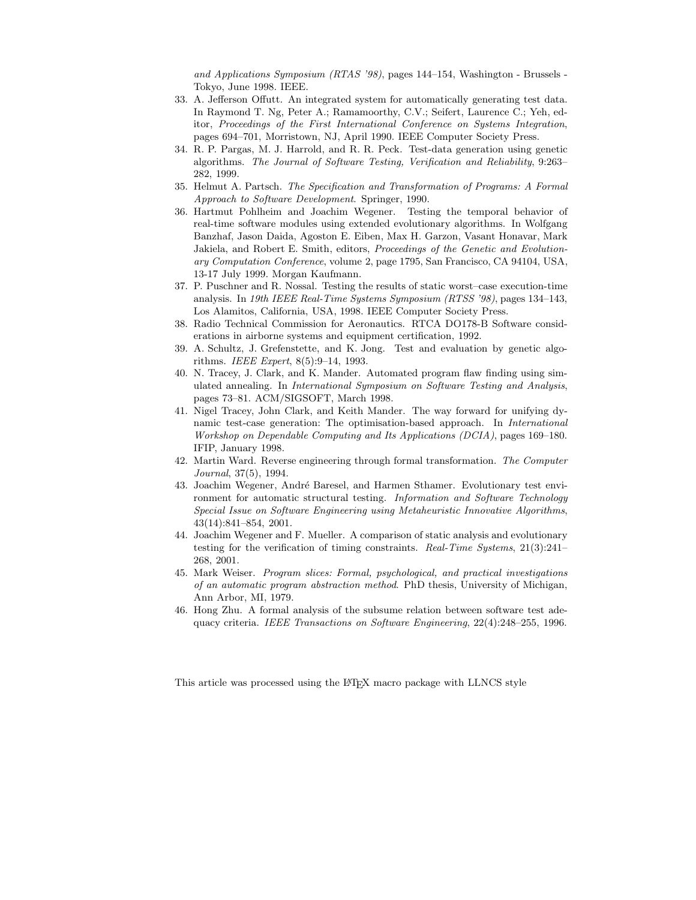*and Applications Symposium (RTAS '98)*, pages 144–154, Washington - Brussels - Tokyo, June 1998. IEEE.

33. A. Jefferson Offutt. An integrated system for automatically generating test data. In Raymond T. Ng, Peter A.; Ramamoorthy, C.V.; Seifert, Laurence C.; Yeh, editor, *Proceedings of the First International Conference on Systems Integration*, pages 694–701, Morristown, NJ, April 1990. IEEE Computer Society Press.
34. R. P. Pargas, M. J. Harrold, and R. R. Peck. Test-data generation using genetic algorithms. *The Journal of Software Testing, Verification and Reliability*, 9:263–282, 1999.
35. Helmut A. Partsch. *The Specification and Transformation of Programs: A Formal Approach to Software Development*. Springer, 1990.
36. Hartmut Pohlheim and Joachim Wegener. Testing the temporal behavior of real-time software modules using extended evolutionary algorithms. In Wolfgang Banzhaf, Jason Daida, Agoston E. Eiben, Max H. Garzon, Vasant Honavar, Mark Jakiela, and Robert E. Smith, editors, *Proceedings of the Genetic and Evolutionary Computation Conference*, volume 2, page 1795, San Francisco, CA 94104, USA, 13-17 July 1999. Morgan Kaufmann.
37. P. Puschner and R. Nossal. Testing the results of static worst–case execution-time analysis. In *19th IEEE Real-Time Systems Symposium (RTSS '98)*, pages 134–143, Los Alamitos, California, USA, 1998. IEEE Computer Society Press.
38. Radio Technical Commission for Aeronautics. RTCA DO178-B Software considerations in airborne systems and equipment certification, 1992.
39. A. Schultz, J. Grefenstette, and K. Jong. Test and evaluation by genetic algorithms. *IEEE Expert*, 8(5):9–14, 1993.
40. N. Tracey, J. Clark, and K. Mander. Automated program flaw finding using simulated annealing. In *International Symposium on Software Testing and Analysis*, pages 73–81. ACM/SIGSOFT, March 1998.
41. Nigel Tracey, John Clark, and Keith Mander. The way forward for unifying dynamic test-case generation: The optimisation-based approach. In *International Workshop on Dependable Computing and Its Applications (DCIA)*, pages 169–180. IFIP, January 1998.
42. Martin Ward. Reverse engineering through formal transformation. *The Computer Journal*, 37(5), 1994.
43. Joachim Wegener, André Baresel, and Harmen Sthamer. Evolutionary test environment for automatic structural testing. *Information and Software Technology Special Issue on Software Engineering using Metaheuristic Innovative Algorithms*, 43(14):841–854, 2001.
44. Joachim Wegener and F. Mueller. A comparison of static analysis and evolutionary testing for the verification of timing constraints. *Real-Time Systems*, 21(3):241–268, 2001.
45. Mark Weiser. *Program slices: Formal, psychological, and practical investigations of an automatic program abstraction method*. PhD thesis, University of Michigan, Ann Arbor, MI, 1979.
46. Hong Zhu. A formal analysis of the subsume relation between software test adequacy criteria. *IEEE Transactions on Software Engineering*, 22(4):248–255, 1996.

This article was processed using the LaTeX macro package with LLNCS style